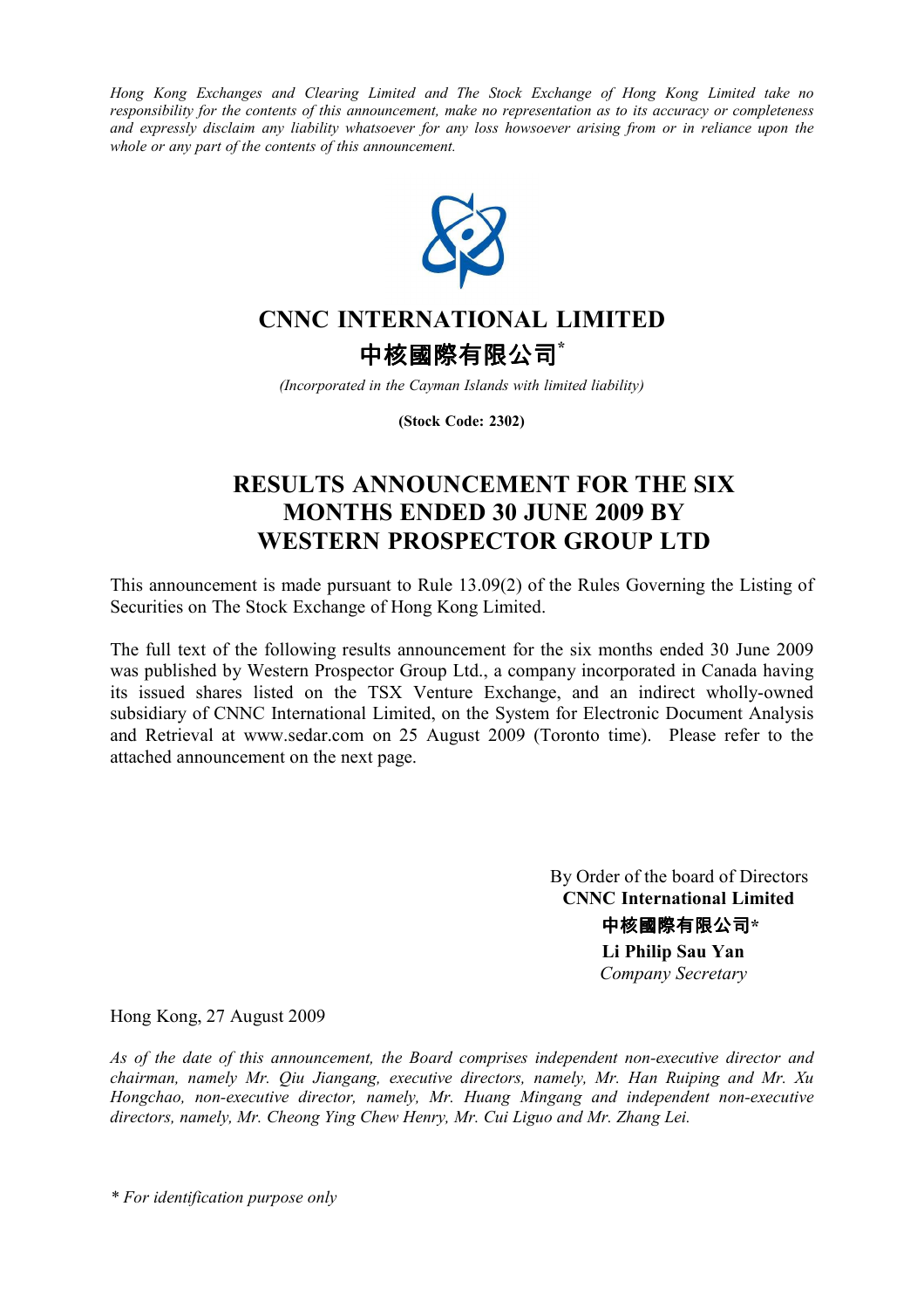*Hong Kong Exchanges and Clearing Limited and The Stock Exchange of Hong Kong Limited take no responsibility for the contents of this announcement, make no representation as to its accuracy or completeness and expressly disclaim any liability whatsoever for any loss howsoever arising from or in reliance upon the whole or any part of the contents of this announcement.*

# CNNC INTERNATIONAL LIMITED

# 中核國際有限公司*

*(Incorporated in the Cayman Islands with limited liability)*

**(Stock Code: 2302)**

# RESULTS ANNOUNCEMENT FOR THE SIX MONTHS ENDED 30 JUNE 2009 BY WESTERN PROSPECTOR GROUP LTD

This announcement is made pursuant to Rule 13.09(2) of the Rules Governing the Listing of Securities on The Stock Exchange of Hong Kong Limited.

The full text of the following results announcement for the six months ended 30 June 2009 was published by Western Prospector Group Ltd., a company incorporated in Canada having its issued shares listed on the TSX Venture Exchange, and an indirect wholly-owned subsidiary of CNNC International Limited, on the System for Electronic Document Analysis and Retrieval at www.sedar.com on 25 August 2009 (Toronto time). Please refer to the attached announcement on the next page.

By Order of the board of Directors
**CNNC International Limited**
**中核國際有限公司\***
**Li Philip Sau Yan**
*Company Secretary*

Hong Kong, 27 August 2009

*As of the date of this announcement, the Board comprises independent non-executive director and chairman, namely Mr. Qiu Jiangang, executive directors, namely, Mr. Han Ruiping and Mr. Xu Hongchao, non-executive director, namely, Mr. Huang Mingang and independent non-executive directors, namely, Mr. Cheong Ying Chew Henry, Mr. Cui Liguo and Mr. Zhang Lei.*

*\* For identification purpose only*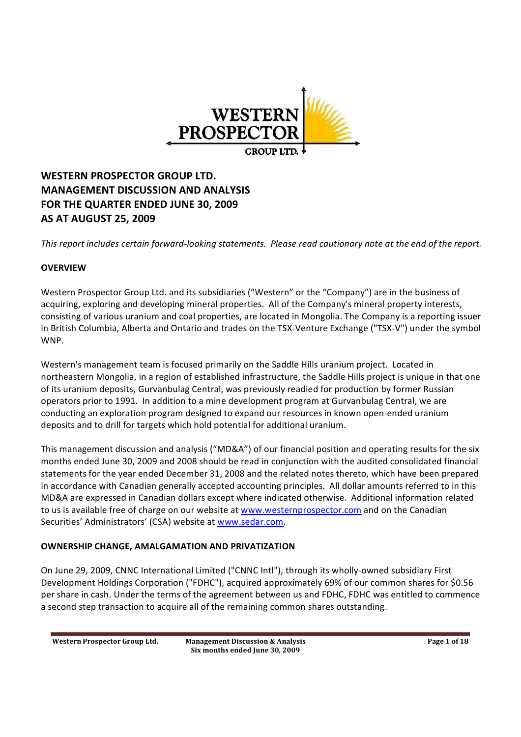# WESTERN PROSPECTOR GROUP LTD.
# MANAGEMENT DISCUSSION AND ANALYSIS
# FOR THE QUARTER ENDED JUNE 30, 2009
# AS AT AUGUST 25, 2009

*This report includes certain forward-looking statements. Please read cautionary note at the end of the report.*

## OVERVIEW

Western Prospector Group Ltd. and its subsidiaries ("Western" or the "Company") are in the business of acquiring, exploring and developing mineral properties. All of the Company's mineral property interests, consisting of various uranium and coal properties, are located in Mongolia. The Company is a reporting issuer in British Columbia, Alberta and Ontario and trades on the TSX-Venture Exchange ("TSX-V") under the symbol WNP.

Western's management team is focused primarily on the Saddle Hills uranium project. Located in northeastern Mongolia, in a region of established infrastructure, the Saddle Hills project is unique in that one of its uranium deposits, Gurvanbulag Central, was previously readied for production by former Russian operators prior to 1991. In addition to a mine development program at Gurvanbulag Central, we are conducting an exploration program designed to expand our resources in known open-ended uranium deposits and to drill for targets which hold potential for additional uranium.

This management discussion and analysis ("MD&A") of our financial position and operating results for the six months ended June 30, 2009 and 2008 should be read in conjunction with the audited consolidated financial statements for the year ended December 31, 2008 and the related notes thereto, which have been prepared in accordance with Canadian generally accepted accounting principles. All dollar amounts referred to in this MD&A are expressed in Canadian dollars except where indicated otherwise. Additional information related to us is available free of charge on our website at www.westernprospector.com and on the Canadian Securities' Administrators' (CSA) website at www.sedar.com.

## OWNERSHIP CHANGE, AMALGAMATION AND PRIVATIZATION

On June 29, 2009, CNNC International Limited ("CNNC Intl"), through its wholly-owned subsidiary First Development Holdings Corporation ("FDHC"), acquired approximately 69% of our common shares for $0.56 per share in cash. Under the terms of the agreement between us and FDHC, FDHC was entitled to commence a second step transaction to acquire all of the remaining common shares outstanding.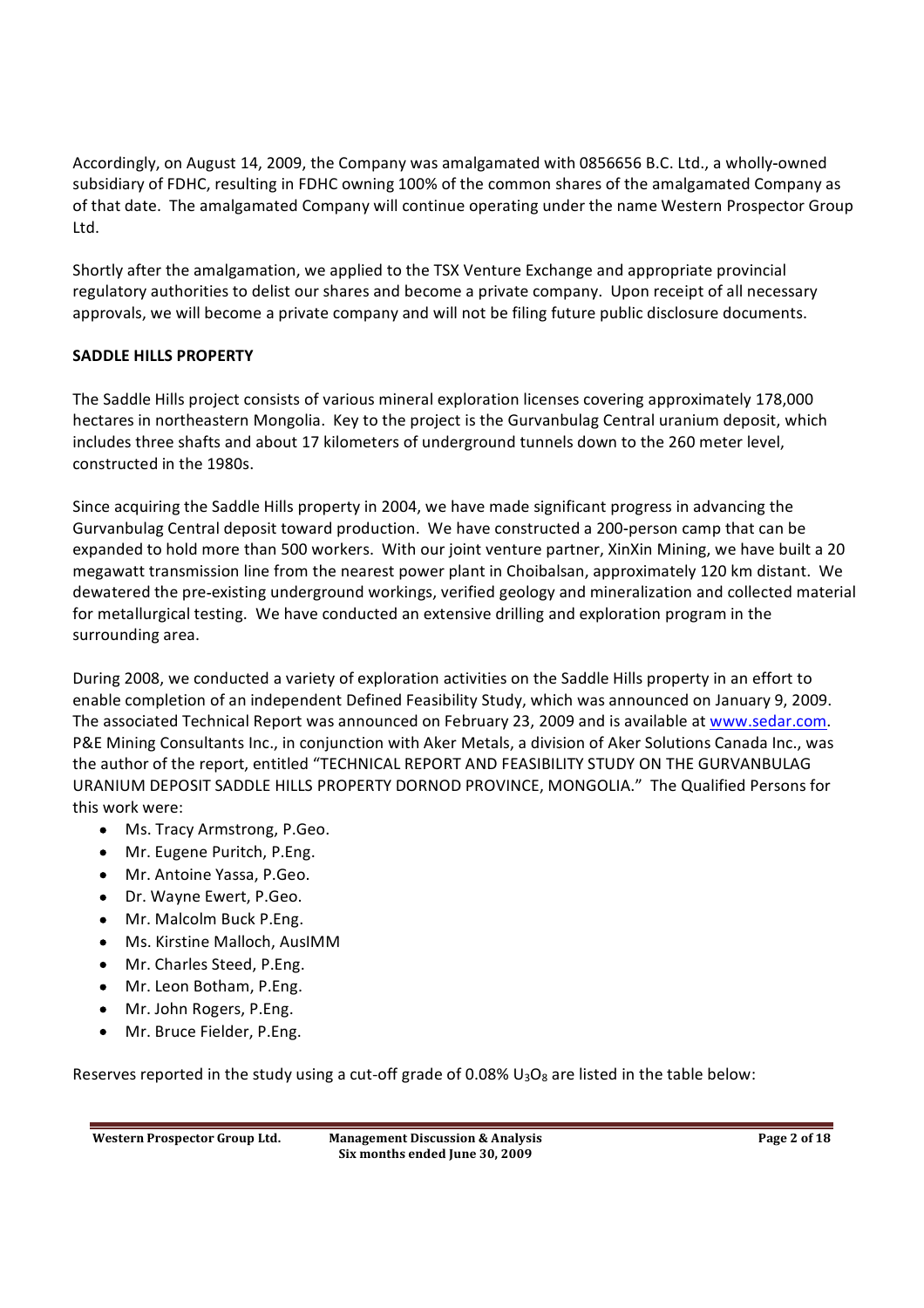Accordingly, on August 14, 2009, the Company was amalgamated with 0856656 B.C. Ltd., a wholly-owned subsidiary of FDHC, resulting in FDHC owning 100% of the common shares of the amalgamated Company as of that date. The amalgamated Company will continue operating under the name Western Prospector Group Ltd.

Shortly after the amalgamation, we applied to the TSX Venture Exchange and appropriate provincial regulatory authorities to delist our shares and become a private company. Upon receipt of all necessary approvals, we will become a private company and will not be filing future public disclosure documents.

## SADDLE HILLS PROPERTY

The Saddle Hills project consists of various mineral exploration licenses covering approximately 178,000 hectares in northeastern Mongolia. Key to the project is the Gurvanbulag Central uranium deposit, which includes three shafts and about 17 kilometers of underground tunnels down to the 260 meter level, constructed in the 1980s.

Since acquiring the Saddle Hills property in 2004, we have made significant progress in advancing the Gurvanbulag Central deposit toward production. We have constructed a 200-person camp that can be expanded to hold more than 500 workers. With our joint venture partner, XinXin Mining, we have built a 20 megawatt transmission line from the nearest power plant in Choibalsan, approximately 120 km distant. We dewatered the pre-existing underground workings, verified geology and mineralization and collected material for metallurgical testing. We have conducted an extensive drilling and exploration program in the surrounding area.

During 2008, we conducted a variety of exploration activities on the Saddle Hills property in an effort to enable completion of an independent Defined Feasibility Study, which was announced on January 9, 2009. The associated Technical Report was announced on February 23, 2009 and is available at www.sedar.com. P&E Mining Consultants Inc., in conjunction with Aker Metals, a division of Aker Solutions Canada Inc., was the author of the report, entitled "TECHNICAL REPORT AND FEASIBILITY STUDY ON THE GURVANBULAG URANIUM DEPOSIT SADDLE HILLS PROPERTY DORNOD PROVINCE, MONGOLIA." The Qualified Persons for this work were:

- Ms. Tracy Armstrong, P.Geo.
- Mr. Eugene Puritch, P.Eng.
- Mr. Antoine Yassa, P.Geo.
- Dr. Wayne Ewert, P.Geo.
- Mr. Malcolm Buck P.Eng.
- Ms. Kirstine Malloch, AusIMM
- Mr. Charles Steed, P.Eng.
- Mr. Leon Botham, P.Eng.
- Mr. John Rogers, P.Eng.
- Mr. Bruce Fielder, P.Eng.

Reserves reported in the study using a cut-off grade of 0.08% $U_3O_8$ are listed in the table below: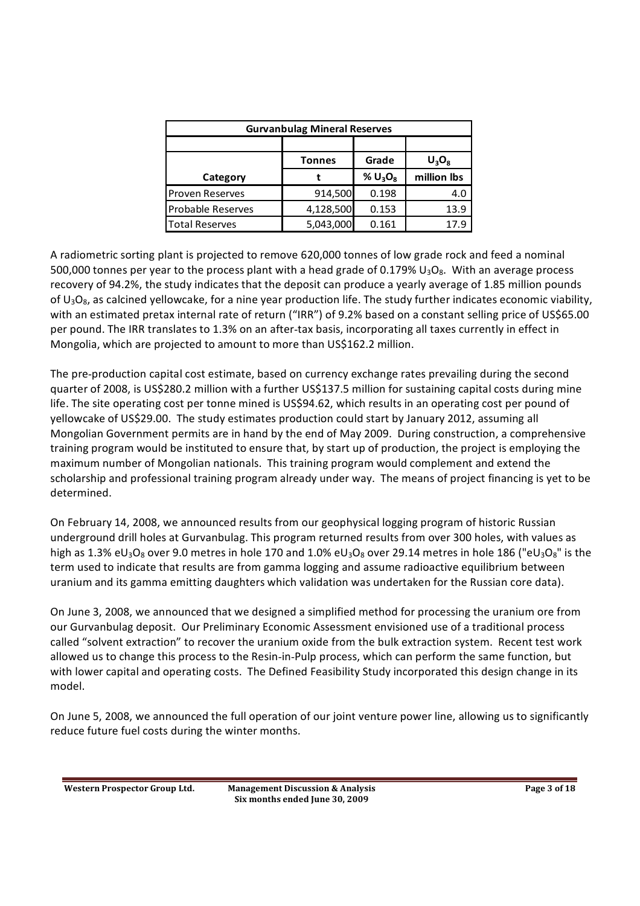| Gurvanbulag Mineral Reserves | | | |
|---|---|---|---|
| | | | |
| | Tonnes | Grade | $U_3O_8$ |
| Category | t | % $U_3O_8$ | million lbs |
| Proven Reserves | 914,500 | 0.198 | 4.0 |
| Probable Reserves | 4,128,500 | 0.153 | 13.9 |
| Total Reserves | 5,043,000 | 0.161 | 17.9 |

A radiometric sorting plant is projected to remove 620,000 tonnes of low grade rock and feed a nominal 500,000 tonnes per year to the process plant with a head grade of 0.179% $U_3O_8$. With an average process recovery of 94.2%, the study indicates that the deposit can produce a yearly average of 1.85 million pounds of $U_3O_8$, as calcined yellowcake, for a nine year production life. The study further indicates economic viability, with an estimated pretax internal rate of return ("IRR") of 9.2% based on a constant selling price of US$65.00 per pound. The IRR translates to 1.3% on an after-tax basis, incorporating all taxes currently in effect in Mongolia, which are projected to amount to more than US$162.2 million.

The pre-production capital cost estimate, based on currency exchange rates prevailing during the second quarter of 2008, is US$280.2 million with a further US$137.5 million for sustaining capital costs during mine life. The site operating cost per tonne mined is US$94.62, which results in an operating cost per pound of yellowcake of US$29.00. The study estimates production could start by January 2012, assuming all Mongolian Government permits are in hand by the end of May 2009. During construction, a comprehensive training program would be instituted to ensure that, by start up of production, the project is employing the maximum number of Mongolian nationals. This training program would complement and extend the scholarship and professional training program already under way. The means of project financing is yet to be determined.

On February 14, 2008, we announced results from our geophysical logging program of historic Russian underground drill holes at Gurvanbulag. This program returned results from over 300 holes, with values as high as 1.3% $eU_3O_8$ over 9.0 metres in hole 170 and 1.0% $eU_3O_8$ over 29.14 metres in hole 186 ("$eU_3O_8$" is the term used to indicate that results are from gamma logging and assume radioactive equilibrium between uranium and its gamma emitting daughters which validation was undertaken for the Russian core data).

On June 3, 2008, we announced that we designed a simplified method for processing the uranium ore from our Gurvanbulag deposit. Our Preliminary Economic Assessment envisioned use of a traditional process called "solvent extraction" to recover the uranium oxide from the bulk extraction system. Recent test work allowed us to change this process to the Resin-in-Pulp process, which can perform the same function, but with lower capital and operating costs. The Defined Feasibility Study incorporated this design change in its model.

On June 5, 2008, we announced the full operation of our joint venture power line, allowing us to significantly reduce future fuel costs during the winter months.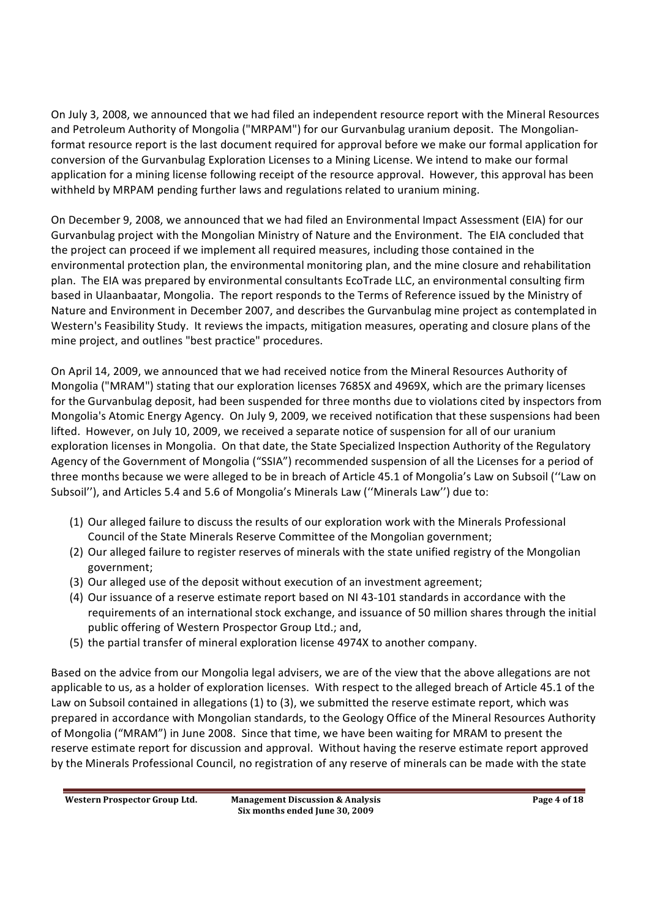On July 3, 2008, we announced that we had filed an independent resource report with the Mineral Resources and Petroleum Authority of Mongolia ("MRPAM") for our Gurvanbulag uranium deposit. The Mongolian-format resource report is the last document required for approval before we make our formal application for conversion of the Gurvanbulag Exploration Licenses to a Mining License. We intend to make our formal application for a mining license following receipt of the resource approval. However, this approval has been withheld by MRPAM pending further laws and regulations related to uranium mining.

On December 9, 2008, we announced that we had filed an Environmental Impact Assessment (EIA) for our Gurvanbulag project with the Mongolian Ministry of Nature and the Environment. The EIA concluded that the project can proceed if we implement all required measures, including those contained in the environmental protection plan, the environmental monitoring plan, and the mine closure and rehabilitation plan. The EIA was prepared by environmental consultants EcoTrade LLC, an environmental consulting firm based in Ulaanbaatar, Mongolia. The report responds to the Terms of Reference issued by the Ministry of Nature and Environment in December 2007, and describes the Gurvanbulag mine project as contemplated in Western's Feasibility Study. It reviews the impacts, mitigation measures, operating and closure plans of the mine project, and outlines "best practice" procedures.

On April 14, 2009, we announced that we had received notice from the Mineral Resources Authority of Mongolia ("MRAM") stating that our exploration licenses 7685X and 4969X, which are the primary licenses for the Gurvanbulag deposit, had been suspended for three months due to violations cited by inspectors from Mongolia's Atomic Energy Agency. On July 9, 2009, we received notification that these suspensions had been lifted. However, on July 10, 2009, we received a separate notice of suspension for all of our uranium exploration licenses in Mongolia. On that date, the State Specialized Inspection Authority of the Regulatory Agency of the Government of Mongolia ("SSIA") recommended suspension of all the Licenses for a period of three months because we were alleged to be in breach of Article 45.1 of Mongolia's Law on Subsoil (''Law on Subsoil''), and Articles 5.4 and 5.6 of Mongolia's Minerals Law (''Minerals Law'') due to:

1. Our alleged failure to discuss the results of our exploration work with the Minerals Professional Council of the State Minerals Reserve Committee of the Mongolian government;
2. Our alleged failure to register reserves of minerals with the state unified registry of the Mongolian government;
3. Our alleged use of the deposit without execution of an investment agreement;
4. Our issuance of a reserve estimate report based on NI 43-101 standards in accordance with the requirements of an international stock exchange, and issuance of 50 million shares through the initial public offering of Western Prospector Group Ltd.; and,
5. the partial transfer of mineral exploration license 4974X to another company.

Based on the advice from our Mongolia legal advisers, we are of the view that the above allegations are not applicable to us, as a holder of exploration licenses. With respect to the alleged breach of Article 45.1 of the Law on Subsoil contained in allegations (1) to (3), we submitted the reserve estimate report, which was prepared in accordance with Mongolian standards, to the Geology Office of the Mineral Resources Authority of Mongolia ("MRAM") in June 2008. Since that time, we have been waiting for MRAM to present the reserve estimate report for discussion and approval. Without having the reserve estimate report approved by the Minerals Professional Council, no registration of any reserve of minerals can be made with the state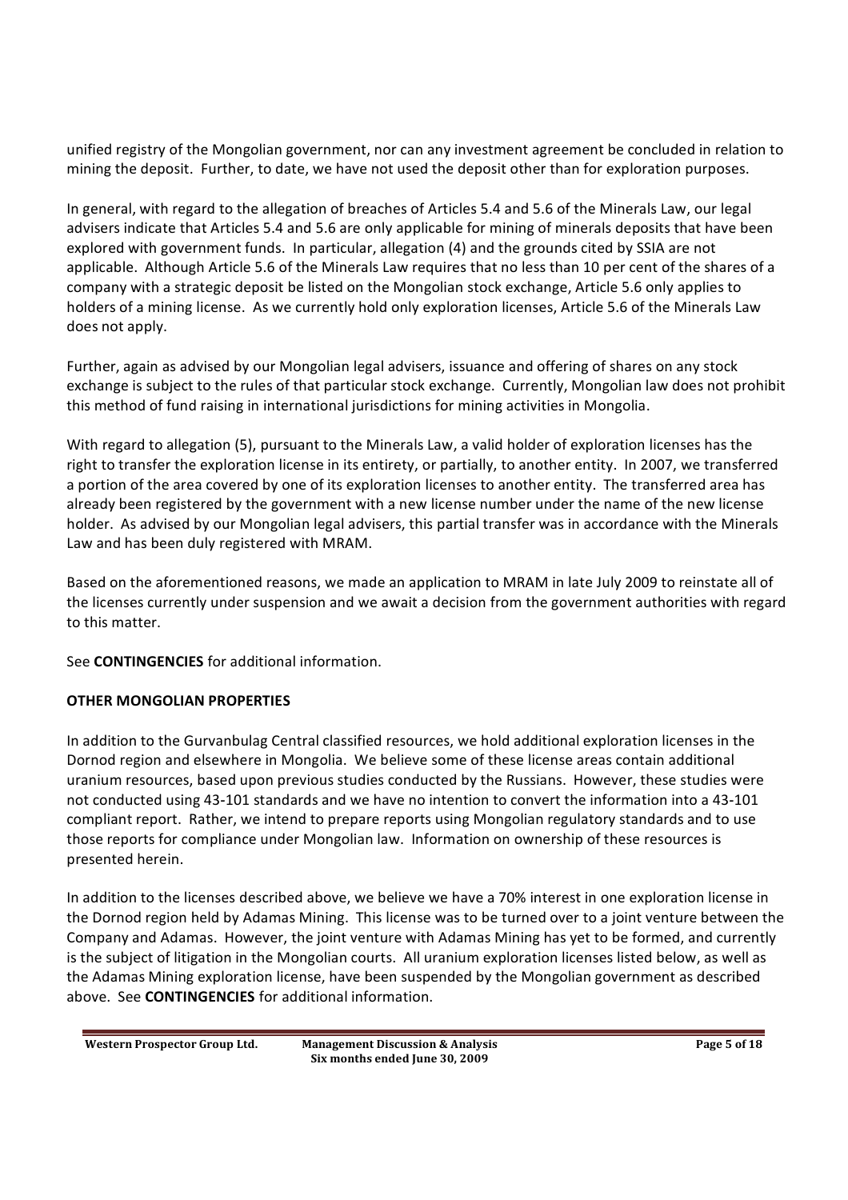unified registry of the Mongolian government, nor can any investment agreement be concluded in relation to mining the deposit. Further, to date, we have not used the deposit other than for exploration purposes.

In general, with regard to the allegation of breaches of Articles 5.4 and 5.6 of the Minerals Law, our legal advisers indicate that Articles 5.4 and 5.6 are only applicable for mining of minerals deposits that have been explored with government funds. In particular, allegation (4) and the grounds cited by SSIA are not applicable. Although Article 5.6 of the Minerals Law requires that no less than 10 per cent of the shares of a company with a strategic deposit be listed on the Mongolian stock exchange, Article 5.6 only applies to holders of a mining license. As we currently hold only exploration licenses, Article 5.6 of the Minerals Law does not apply.

Further, again as advised by our Mongolian legal advisers, issuance and offering of shares on any stock exchange is subject to the rules of that particular stock exchange. Currently, Mongolian law does not prohibit this method of fund raising in international jurisdictions for mining activities in Mongolia.

With regard to allegation (5), pursuant to the Minerals Law, a valid holder of exploration licenses has the right to transfer the exploration license in its entirety, or partially, to another entity. In 2007, we transferred a portion of the area covered by one of its exploration licenses to another entity. The transferred area has already been registered by the government with a new license number under the name of the new license holder. As advised by our Mongolian legal advisers, this partial transfer was in accordance with the Minerals Law and has been duly registered with MRAM.

Based on the aforementioned reasons, we made an application to MRAM in late July 2009 to reinstate all of the licenses currently under suspension and we await a decision from the government authorities with regard to this matter.

See **CONTINGENCIES** for additional information.

## OTHER MONGOLIAN PROPERTIES

In addition to the Gurvanbulag Central classified resources, we hold additional exploration licenses in the Dornod region and elsewhere in Mongolia. We believe some of these license areas contain additional uranium resources, based upon previous studies conducted by the Russians. However, these studies were not conducted using 43-101 standards and we have no intention to convert the information into a 43-101 compliant report. Rather, we intend to prepare reports using Mongolian regulatory standards and to use those reports for compliance under Mongolian law. Information on ownership of these resources is presented herein.

In addition to the licenses described above, we believe we have a 70% interest in one exploration license in the Dornod region held by Adamas Mining. This license was to be turned over to a joint venture between the Company and Adamas. However, the joint venture with Adamas Mining has yet to be formed, and currently is the subject of litigation in the Mongolian courts. All uranium exploration licenses listed below, as well as the Adamas Mining exploration license, have been suspended by the Mongolian government as described above. See **CONTINGENCIES** for additional information.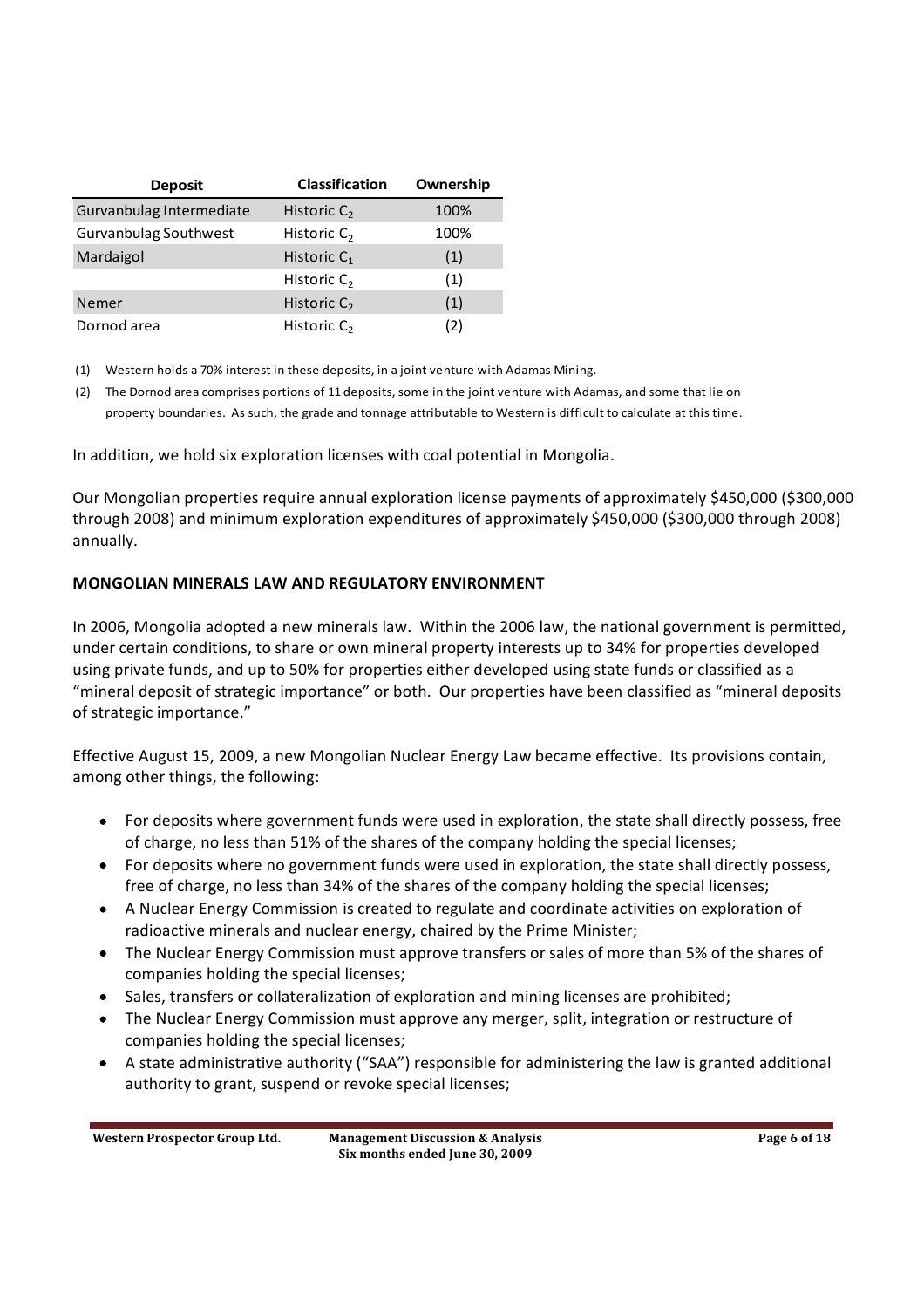| Deposit | Classification | Ownership |
|---|---|---|
| Gurvanbulag Intermediate | Historic $C_2$ | 100% |
| Gurvanbulag Southwest | Historic $C_2$ | 100% |
| Mardaigol | Historic $C_1$ | (1) |
| | Historic $C_2$ | (1) |
| Nemer | Historic $C_2$ | (1) |
| Dornod area | Historic $C_2$ | (2) |

(1) Western holds a 70% interest in these deposits, in a joint venture with Adamas Mining.

(2) The Dornod area comprises portions of 11 deposits, some in the joint venture with Adamas, and some that lie on property boundaries. As such, the grade and tonnage attributable to Western is difficult to calculate at this time.

In addition, we hold six exploration licenses with coal potential in Mongolia.

Our Mongolian properties require annual exploration license payments of approximately $450,000 ($300,000 through 2008) and minimum exploration expenditures of approximately $450,000 ($300,000 through 2008) annually.

**MONGOLIAN MINERALS LAW AND REGULATORY ENVIRONMENT**

In 2006, Mongolia adopted a new minerals law. Within the 2006 law, the national government is permitted, under certain conditions, to share or own mineral property interests up to 34% for properties developed using private funds, and up to 50% for properties either developed using state funds or classified as a "mineral deposit of strategic importance" or both. Our properties have been classified as "mineral deposits of strategic importance."

Effective August 15, 2009, a new Mongolian Nuclear Energy Law became effective. Its provisions contain, among other things, the following:

- For deposits where government funds were used in exploration, the state shall directly possess, free of charge, no less than 51% of the shares of the company holding the special licenses;
- For deposits where no government funds were used in exploration, the state shall directly possess, free of charge, no less than 34% of the shares of the company holding the special licenses;
- A Nuclear Energy Commission is created to regulate and coordinate activities on exploration of radioactive minerals and nuclear energy, chaired by the Prime Minister;
- The Nuclear Energy Commission must approve transfers or sales of more than 5% of the shares of companies holding the special licenses;
- Sales, transfers or collateralization of exploration and mining licenses are prohibited;
- The Nuclear Energy Commission must approve any merger, split, integration or restructure of companies holding the special licenses;
- A state administrative authority ("SAA") responsible for administering the law is granted additional authority to grant, suspend or revoke special licenses;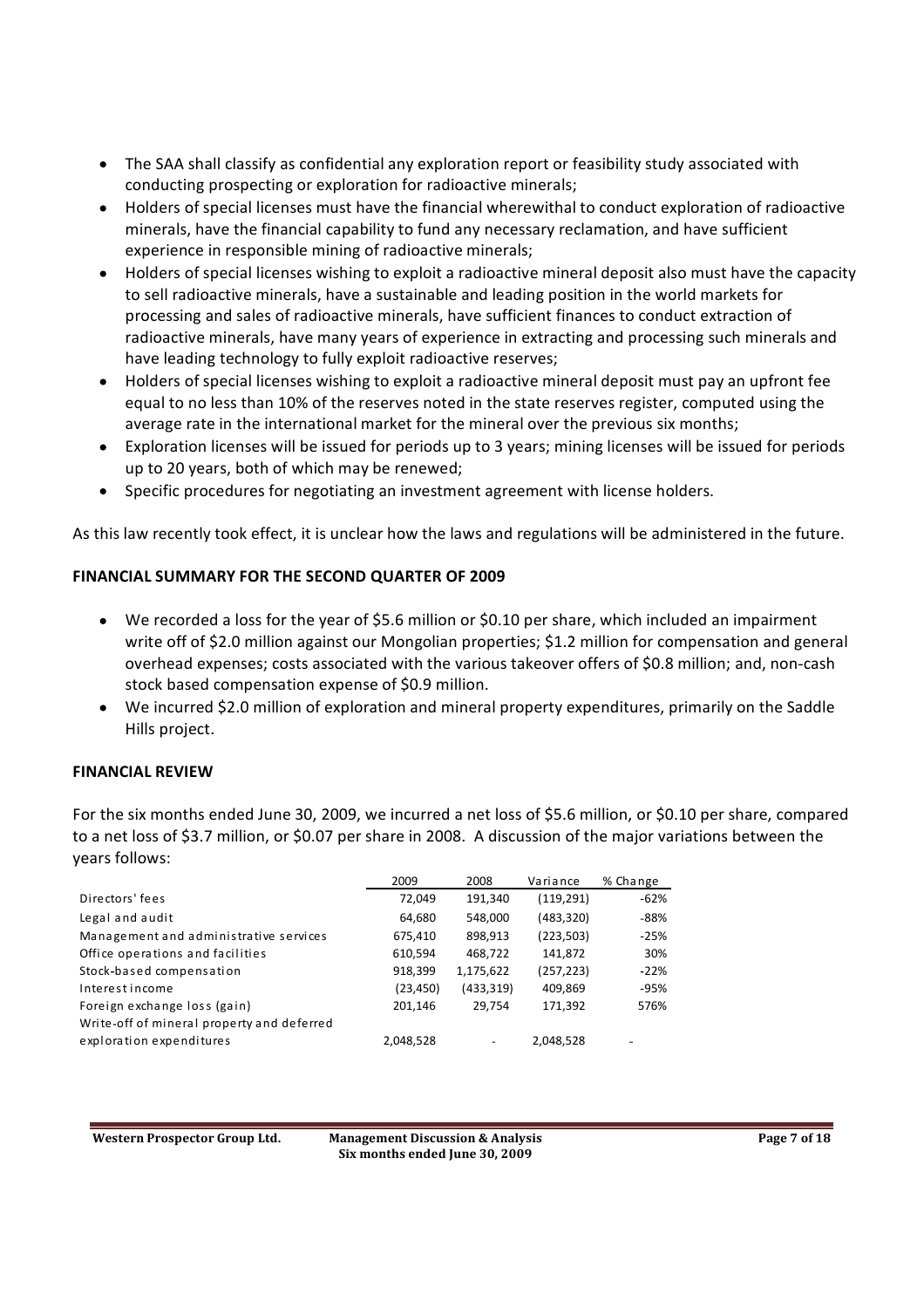- The SAA shall classify as confidential any exploration report or feasibility study associated with conducting prospecting or exploration for radioactive minerals;
- Holders of special licenses must have the financial wherewithal to conduct exploration of radioactive minerals, have the financial capability to fund any necessary reclamation, and have sufficient experience in responsible mining of radioactive minerals;
- Holders of special licenses wishing to exploit a radioactive mineral deposit also must have the capacity to sell radioactive minerals, have a sustainable and leading position in the world markets for processing and sales of radioactive minerals, have sufficient finances to conduct extraction of radioactive minerals, have many years of experience in extracting and processing such minerals and have leading technology to fully exploit radioactive reserves;
- Holders of special licenses wishing to exploit a radioactive mineral deposit must pay an upfront fee equal to no less than 10% of the reserves noted in the state reserves register, computed using the average rate in the international market for the mineral over the previous six months;
- Exploration licenses will be issued for periods up to 3 years; mining licenses will be issued for periods up to 20 years, both of which may be renewed;
- Specific procedures for negotiating an investment agreement with license holders.

As this law recently took effect, it is unclear how the laws and regulations will be administered in the future.

**FINANCIAL SUMMARY FOR THE SECOND QUARTER OF 2009**

- We recorded a loss for the year of \$5.6 million or \$0.10 per share, which included an impairment write off of \$2.0 million against our Mongolian properties; \$1.2 million for compensation and general overhead expenses; costs associated with the various takeover offers of \$0.8 million; and, non-cash stock based compensation expense of \$0.9 million.
- We incurred \$2.0 million of exploration and mineral property expenditures, primarily on the Saddle Hills project.

**FINANCIAL REVIEW**

For the six months ended June 30, 2009, we incurred a net loss of \$5.6 million, or \$0.10 per share, compared to a net loss of \$3.7 million, or \$0.07 per share in 2008. A discussion of the major variations between the years follows:

| | 2009 | 2008 | Variance | % Change |
|---|---|---|---|---|
| Directors' fees | 72,049 | 191,340 | (119,291) | -62% |
| Legal and audit | 64,680 | 548,000 | (483,320) | -88% |
| Management and administrative services | 675,410 | 898,913 | (223,503) | -25% |
| Office operations and facilities | 610,594 | 468,722 | 141,872 | 30% |
| Stock-based compensation | 918,399 | 1,175,622 | (257,223) | -22% |
| Interest income | (23,450) | (433,319) | 409,869 | -95% |
| Foreign exchange loss (gain) | 201,146 | 29,754 | 171,392 | 576% |
| Write-off of mineral property and deferred exploration expenditures | 2,048,528 | - | 2,048,528 | - |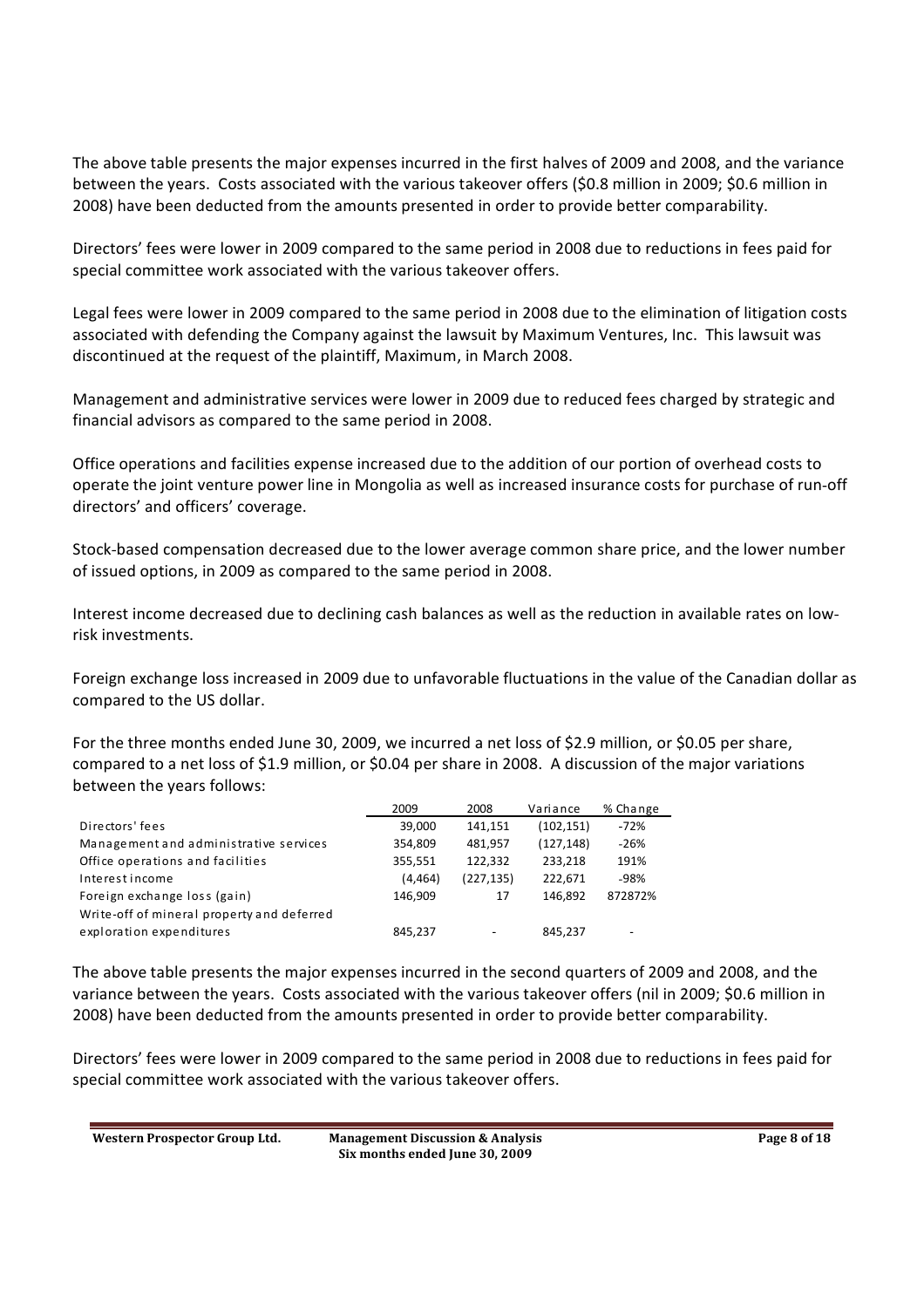The above table presents the major expenses incurred in the first halves of 2009 and 2008, and the variance between the years. Costs associated with the various takeover offers ($0.8 million in 2009; $0.6 million in 2008) have been deducted from the amounts presented in order to provide better comparability.

Directors' fees were lower in 2009 compared to the same period in 2008 due to reductions in fees paid for special committee work associated with the various takeover offers.

Legal fees were lower in 2009 compared to the same period in 2008 due to the elimination of litigation costs associated with defending the Company against the lawsuit by Maximum Ventures, Inc. This lawsuit was discontinued at the request of the plaintiff, Maximum, in March 2008.

Management and administrative services were lower in 2009 due to reduced fees charged by strategic and financial advisors as compared to the same period in 2008.

Office operations and facilities expense increased due to the addition of our portion of overhead costs to operate the joint venture power line in Mongolia as well as increased insurance costs for purchase of run-off directors' and officers' coverage.

Stock-based compensation decreased due to the lower average common share price, and the lower number of issued options, in 2009 as compared to the same period in 2008.

Interest income decreased due to declining cash balances as well as the reduction in available rates on low-risk investments.

Foreign exchange loss increased in 2009 due to unfavorable fluctuations in the value of the Canadian dollar as compared to the US dollar.

For the three months ended June 30, 2009, we incurred a net loss of $2.9 million, or $0.05 per share, compared to a net loss of $1.9 million, or $0.04 per share in 2008. A discussion of the major variations between the years follows:

| | 2009 | 2008 | Variance | % Change |
|---|---|---|---|---|
| Directors' fees | 39,000 | 141,151 | (102,151) | -72% |
| Management and administrative services | 354,809 | 481,957 | (127,148) | -26% |
| Office operations and facilities | 355,551 | 122,332 | 233,218 | 191% |
| Interest income | (4,464) | (227,135) | 222,671 | -98% |
| Foreign exchange loss (gain) | 146,909 | 17 | 146,892 | 872872% |
| Write-off of mineral property and deferred exploration expenditures | 845,237 | - | 845,237 | - |

The above table presents the major expenses incurred in the second quarters of 2009 and 2008, and the variance between the years. Costs associated with the various takeover offers (nil in 2009; $0.6 million in 2008) have been deducted from the amounts presented in order to provide better comparability.

Directors' fees were lower in 2009 compared to the same period in 2008 due to reductions in fees paid for special committee work associated with the various takeover offers.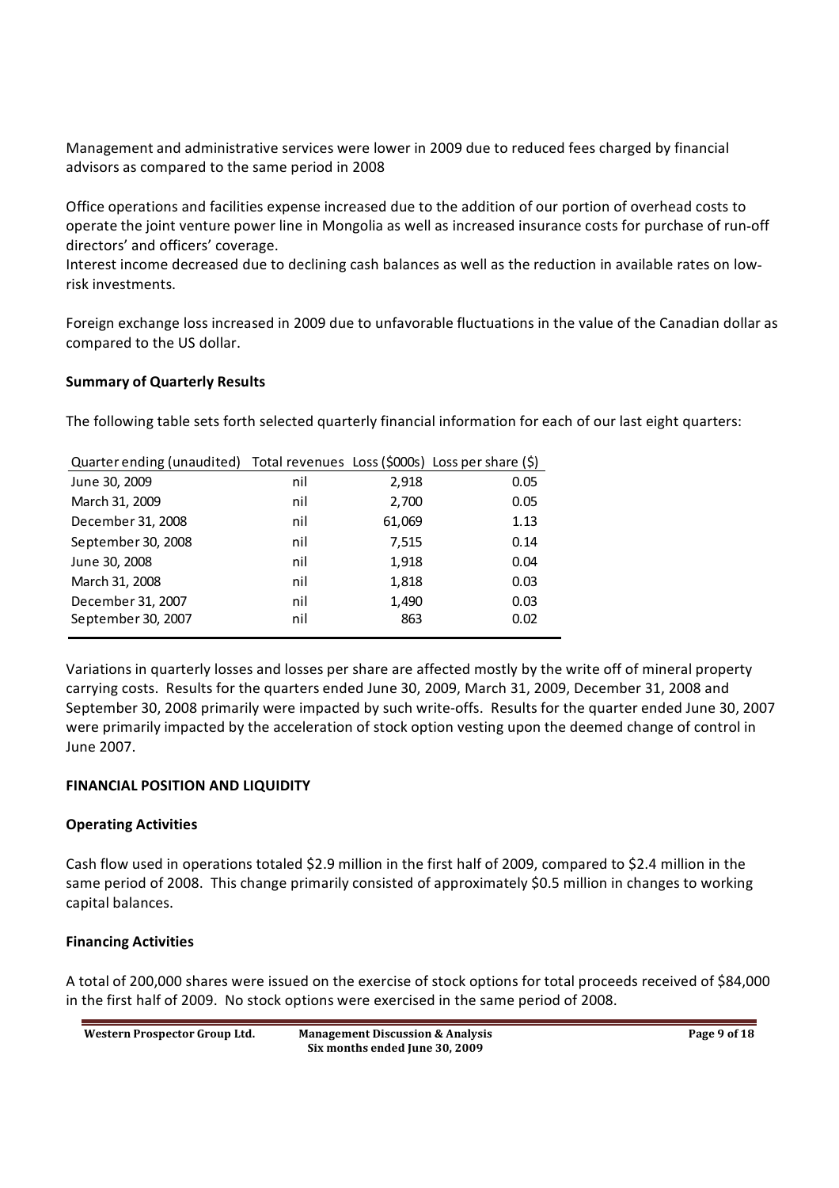Management and administrative services were lower in 2009 due to reduced fees charged by financial advisors as compared to the same period in 2008

Office operations and facilities expense increased due to the addition of our portion of overhead costs to operate the joint venture power line in Mongolia as well as increased insurance costs for purchase of run-off directors' and officers' coverage.
Interest income decreased due to declining cash balances as well as the reduction in available rates on low-risk investments.

Foreign exchange loss increased in 2009 due to unfavorable fluctuations in the value of the Canadian dollar as compared to the US dollar.

**Summary of Quarterly Results**

The following table sets forth selected quarterly financial information for each of our last eight quarters:

| Quarter ending (unaudited) | Total revenues | Loss ($000s) | Loss per share ($) |
|---|---|---|---|
| June 30, 2009 | nil | 2,918 | 0.05 |
| March 31, 2009 | nil | 2,700 | 0.05 |
| December 31, 2008 | nil | 61,069 | 1.13 |
| September 30, 2008 | nil | 7,515 | 0.14 |
| June 30, 2008 | nil | 1,918 | 0.04 |
| March 31, 2008 | nil | 1,818 | 0.03 |
| December 31, 2007 | nil | 1,490 | 0.03 |
| September 30, 2007 | nil | 863 | 0.02 |

Variations in quarterly losses and losses per share are affected mostly by the write off of mineral property carrying costs. Results for the quarters ended June 30, 2009, March 31, 2009, December 31, 2008 and September 30, 2008 primarily were impacted by such write-offs. Results for the quarter ended June 30, 2007 were primarily impacted by the acceleration of stock option vesting upon the deemed change of control in June 2007.

## FINANCIAL POSITION AND LIQUIDITY

**Operating Activities**

Cash flow used in operations totaled $2.9 million in the first half of 2009, compared to $2.4 million in the same period of 2008. This change primarily consisted of approximately $0.5 million in changes to working capital balances.

**Financing Activities**

A total of 200,000 shares were issued on the exercise of stock options for total proceeds received of $84,000 in the first half of 2009. No stock options were exercised in the same period of 2008.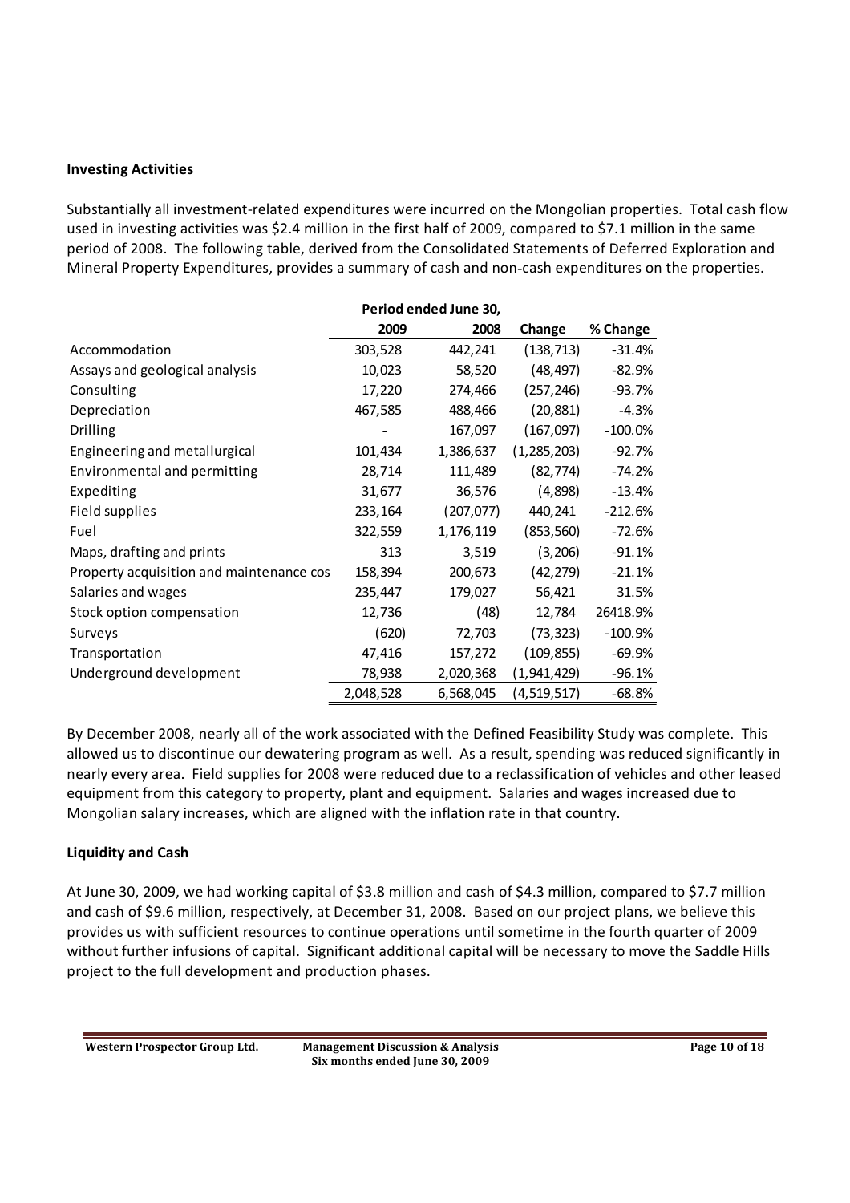**Investing Activities**

Substantially all investment-related expenditures were incurred on the Mongolian properties. Total cash flow used in investing activities was $2.4 million in the first half of 2009, compared to $7.1 million in the same period of 2008. The following table, derived from the Consolidated Statements of Deferred Exploration and Mineral Property Expenditures, provides a summary of cash and non-cash expenditures on the properties.

| | Period ended June 30, | | | |
|---|---|---|---|---|
| | 2009 | 2008 | Change | % Change |
| Accommodation | 303,528 | 442,241 | (138,713) | -31.4% |
| Assays and geological analysis | 10,023 | 58,520 | (48,497) | -82.9% |
| Consulting | 17,220 | 274,466 | (257,246) | -93.7% |
| Depreciation | 467,585 | 488,466 | (20,881) | -4.3% |
| Drilling | - | 167,097 | (167,097) | -100.0% |
| Engineering and metallurgical | 101,434 | 1,386,637 | (1,285,203) | -92.7% |
| Environmental and permitting | 28,714 | 111,489 | (82,774) | -74.2% |
| Expediting | 31,677 | 36,576 | (4,898) | -13.4% |
| Field supplies | 233,164 | (207,077) | 440,241 | -212.6% |
| Fuel | 322,559 | 1,176,119 | (853,560) | -72.6% |
| Maps, drafting and prints | 313 | 3,519 | (3,206) | -91.1% |
| Property acquisition and maintenance cos | 158,394 | 200,673 | (42,279) | -21.1% |
| Salaries and wages | 235,447 | 179,027 | 56,421 | 31.5% |
| Stock option compensation | 12,736 | (48) | 12,784 | 26418.9% |
| Surveys | (620) | 72,703 | (73,323) | -100.9% |
| Transportation | 47,416 | 157,272 | (109,855) | -69.9% |
| Underground development | 78,938 | 2,020,368 | (1,941,429) | -96.1% |
| | 2,048,528 | 6,568,045 | (4,519,517) | -68.8% |

By December 2008, nearly all of the work associated with the Defined Feasibility Study was complete. This allowed us to discontinue our dewatering program as well. As a result, spending was reduced significantly in nearly every area. Field supplies for 2008 were reduced due to a reclassification of vehicles and other leased equipment from this category to property, plant and equipment. Salaries and wages increased due to Mongolian salary increases, which are aligned with the inflation rate in that country.

**Liquidity and Cash**

At June 30, 2009, we had working capital of $3.8 million and cash of $4.3 million, compared to $7.7 million and cash of $9.6 million, respectively, at December 31, 2008. Based on our project plans, we believe this provides us with sufficient resources to continue operations until sometime in the fourth quarter of 2009 without further infusions of capital. Significant additional capital will be necessary to move the Saddle Hills project to the full development and production phases.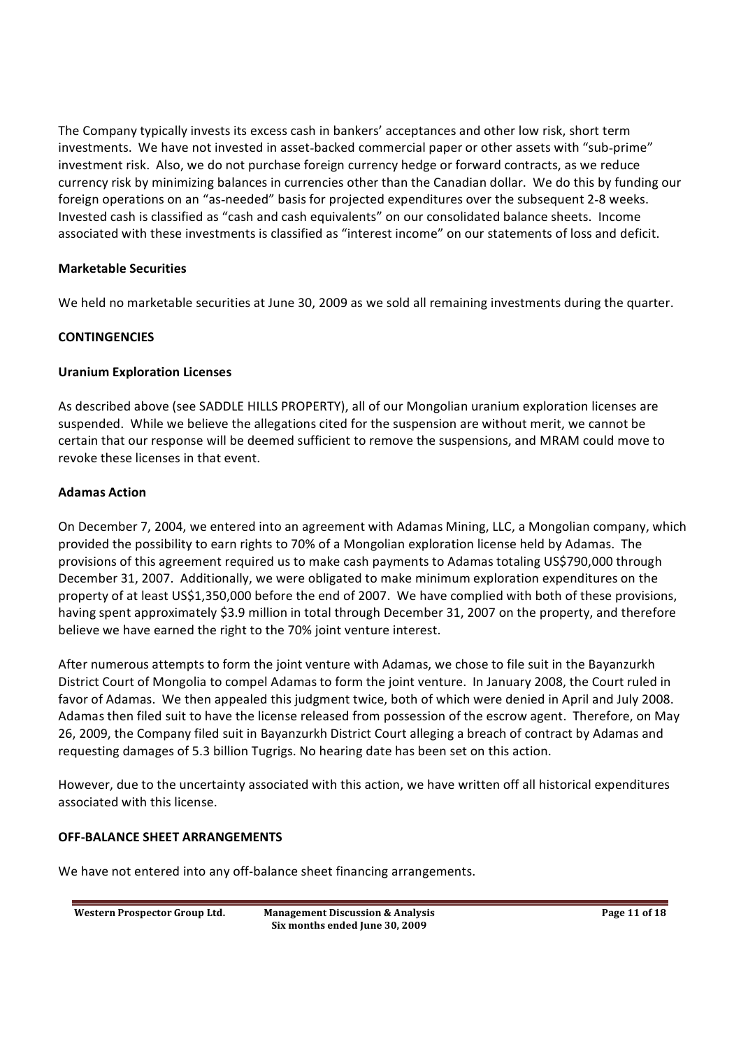The Company typically invests its excess cash in bankers' acceptances and other low risk, short term investments. We have not invested in asset-backed commercial paper or other assets with "sub-prime" investment risk. Also, we do not purchase foreign currency hedge or forward contracts, as we reduce currency risk by minimizing balances in currencies other than the Canadian dollar. We do this by funding our foreign operations on an "as-needed" basis for projected expenditures over the subsequent 2-8 weeks. Invested cash is classified as "cash and cash equivalents" on our consolidated balance sheets. Income associated with these investments is classified as "interest income" on our statements of loss and deficit.

**Marketable Securities**

We held no marketable securities at June 30, 2009 as we sold all remaining investments during the quarter.

**CONTINGENCIES**

**Uranium Exploration Licenses**

As described above (see SADDLE HILLS PROPERTY), all of our Mongolian uranium exploration licenses are suspended. While we believe the allegations cited for the suspension are without merit, we cannot be certain that our response will be deemed sufficient to remove the suspensions, and MRAM could move to revoke these licenses in that event.

**Adamas Action**

On December 7, 2004, we entered into an agreement with Adamas Mining, LLC, a Mongolian company, which provided the possibility to earn rights to 70% of a Mongolian exploration license held by Adamas. The provisions of this agreement required us to make cash payments to Adamas totaling US$790,000 through December 31, 2007. Additionally, we were obligated to make minimum exploration expenditures on the property of at least US$1,350,000 before the end of 2007. We have complied with both of these provisions, having spent approximately $3.9 million in total through December 31, 2007 on the property, and therefore believe we have earned the right to the 70% joint venture interest.

After numerous attempts to form the joint venture with Adamas, we chose to file suit in the Bayanzurkh District Court of Mongolia to compel Adamas to form the joint venture. In January 2008, the Court ruled in favor of Adamas. We then appealed this judgment twice, both of which were denied in April and July 2008. Adamas then filed suit to have the license released from possession of the escrow agent. Therefore, on May 26, 2009, the Company filed suit in Bayanzurkh District Court alleging a breach of contract by Adamas and requesting damages of 5.3 billion Tugrigs. No hearing date has been set on this action.

However, due to the uncertainty associated with this action, we have written off all historical expenditures associated with this license.

**OFF-BALANCE SHEET ARRANGEMENTS**

We have not entered into any off-balance sheet financing arrangements.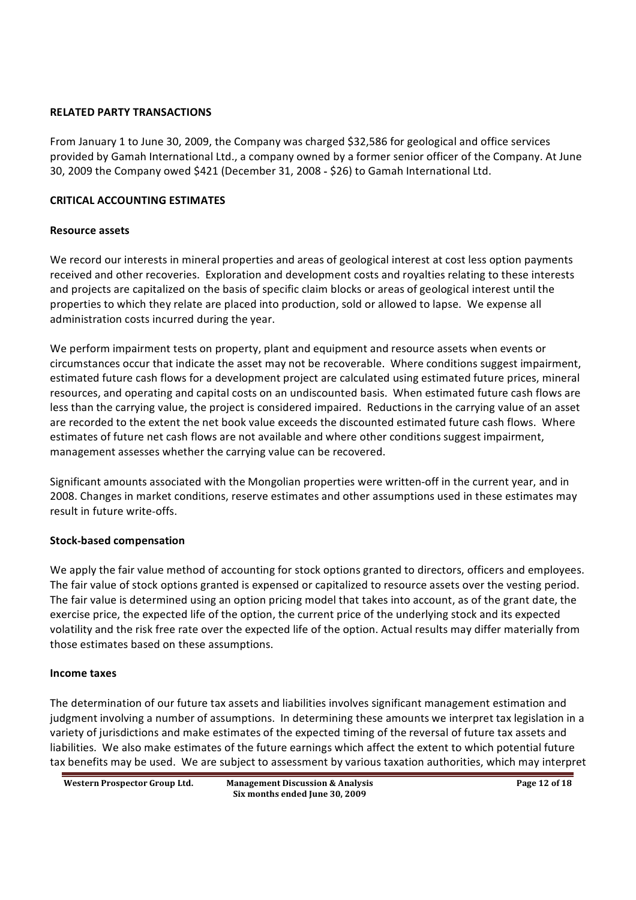## RELATED PARTY TRANSACTIONS

From January 1 to June 30, 2009, the Company was charged $32,586 for geological and office services provided by Gamah International Ltd., a company owned by a former senior officer of the Company. At June 30, 2009 the Company owed $421 (December 31, 2008 - $26) to Gamah International Ltd.

## CRITICAL ACCOUNTING ESTIMATES

### Resource assets

We record our interests in mineral properties and areas of geological interest at cost less option payments received and other recoveries. Exploration and development costs and royalties relating to these interests and projects are capitalized on the basis of specific claim blocks or areas of geological interest until the properties to which they relate are placed into production, sold or allowed to lapse. We expense all administration costs incurred during the year.

We perform impairment tests on property, plant and equipment and resource assets when events or circumstances occur that indicate the asset may not be recoverable. Where conditions suggest impairment, estimated future cash flows for a development project are calculated using estimated future prices, mineral resources, and operating and capital costs on an undiscounted basis. When estimated future cash flows are less than the carrying value, the project is considered impaired. Reductions in the carrying value of an asset are recorded to the extent the net book value exceeds the discounted estimated future cash flows. Where estimates of future net cash flows are not available and where other conditions suggest impairment, management assesses whether the carrying value can be recovered.

Significant amounts associated with the Mongolian properties were written-off in the current year, and in 2008. Changes in market conditions, reserve estimates and other assumptions used in these estimates may result in future write-offs.

### Stock-based compensation

We apply the fair value method of accounting for stock options granted to directors, officers and employees. The fair value of stock options granted is expensed or capitalized to resource assets over the vesting period. The fair value is determined using an option pricing model that takes into account, as of the grant date, the exercise price, the expected life of the option, the current price of the underlying stock and its expected volatility and the risk free rate over the expected life of the option. Actual results may differ materially from those estimates based on these assumptions.

### Income taxes

The determination of our future tax assets and liabilities involves significant management estimation and judgment involving a number of assumptions. In determining these amounts we interpret tax legislation in a variety of jurisdictions and make estimates of the expected timing of the reversal of future tax assets and liabilities. We also make estimates of the future earnings which affect the extent to which potential future tax benefits may be used. We are subject to assessment by various taxation authorities, which may interpret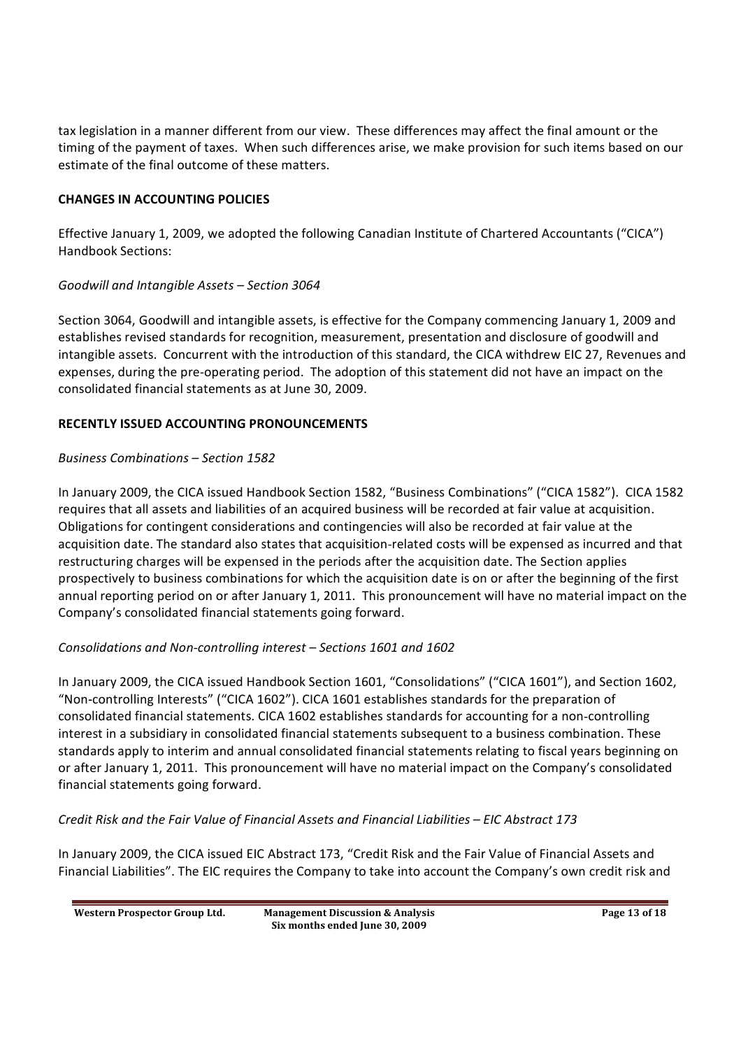tax legislation in a manner different from our view. These differences may affect the final amount or the timing of the payment of taxes. When such differences arise, we make provision for such items based on our estimate of the final outcome of these matters.

## CHANGES IN ACCOUNTING POLICIES

Effective January 1, 2009, we adopted the following Canadian Institute of Chartered Accountants ("CICA") Handbook Sections:

*Goodwill and Intangible Assets – Section 3064*

Section 3064, Goodwill and intangible assets, is effective for the Company commencing January 1, 2009 and establishes revised standards for recognition, measurement, presentation and disclosure of goodwill and intangible assets. Concurrent with the introduction of this standard, the CICA withdrew EIC 27, Revenues and expenses, during the pre-operating period. The adoption of this statement did not have an impact on the consolidated financial statements as at June 30, 2009.

## RECENTLY ISSUED ACCOUNTING PRONOUNCEMENTS

*Business Combinations – Section 1582*

In January 2009, the CICA issued Handbook Section 1582, "Business Combinations" ("CICA 1582"). CICA 1582 requires that all assets and liabilities of an acquired business will be recorded at fair value at acquisition. Obligations for contingent considerations and contingencies will also be recorded at fair value at the acquisition date. The standard also states that acquisition-related costs will be expensed as incurred and that restructuring charges will be expensed in the periods after the acquisition date. The Section applies prospectively to business combinations for which the acquisition date is on or after the beginning of the first annual reporting period on or after January 1, 2011. This pronouncement will have no material impact on the Company's consolidated financial statements going forward.

*Consolidations and Non-controlling interest – Sections 1601 and 1602*

In January 2009, the CICA issued Handbook Section 1601, "Consolidations" ("CICA 1601"), and Section 1602, "Non-controlling Interests" ("CICA 1602"). CICA 1601 establishes standards for the preparation of consolidated financial statements. CICA 1602 establishes standards for accounting for a non-controlling interest in a subsidiary in consolidated financial statements subsequent to a business combination. These standards apply to interim and annual consolidated financial statements relating to fiscal years beginning on or after January 1, 2011. This pronouncement will have no material impact on the Company's consolidated financial statements going forward.

*Credit Risk and the Fair Value of Financial Assets and Financial Liabilities – EIC Abstract 173*

In January 2009, the CICA issued EIC Abstract 173, "Credit Risk and the Fair Value of Financial Assets and Financial Liabilities". The EIC requires the Company to take into account the Company's own credit risk and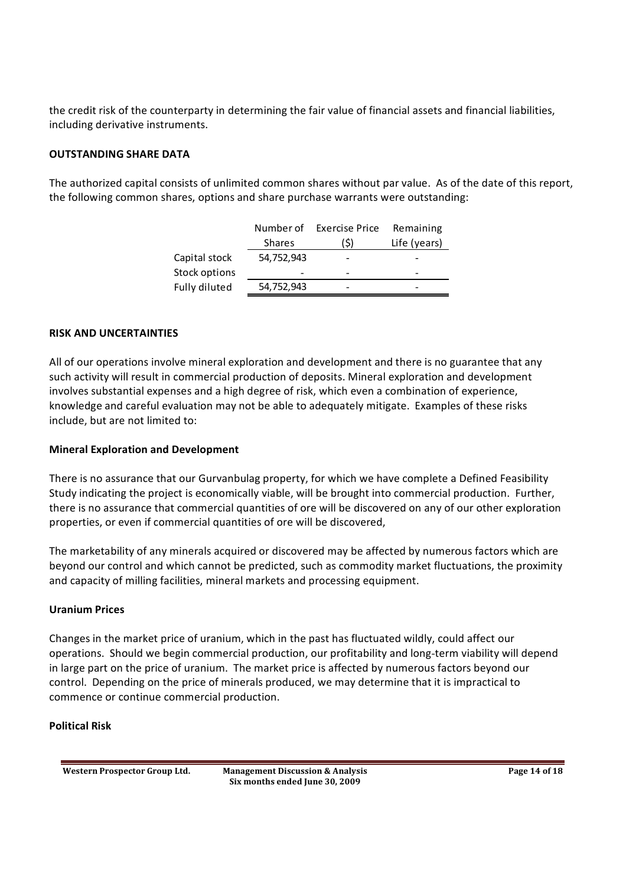the credit risk of the counterparty in determining the fair value of financial assets and financial liabilities, including derivative instruments.

**OUTSTANDING SHARE DATA**

The authorized capital consists of unlimited common shares without par value. As of the date of this report, the following common shares, options and share purchase warrants were outstanding:

| | Number of Shares | Exercise Price ($) | Remaining Life (years) |
|---|---|---|---|
| Capital stock | 54,752,943 | - | - |
| Stock options | - | - | - |
| Fully diluted | 54,752,943 | - | - |

**RISK AND UNCERTAINTIES**

All of our operations involve mineral exploration and development and there is no guarantee that any such activity will result in commercial production of deposits. Mineral exploration and development involves substantial expenses and a high degree of risk, which even a combination of experience, knowledge and careful evaluation may not be able to adequately mitigate. Examples of these risks include, but are not limited to:

**Mineral Exploration and Development**

There is no assurance that our Gurvanbulag property, for which we have complete a Defined Feasibility Study indicating the project is economically viable, will be brought into commercial production. Further, there is no assurance that commercial quantities of ore will be discovered on any of our other exploration properties, or even if commercial quantities of ore will be discovered,

The marketability of any minerals acquired or discovered may be affected by numerous factors which are beyond our control and which cannot be predicted, such as commodity market fluctuations, the proximity and capacity of milling facilities, mineral markets and processing equipment.

**Uranium Prices**

Changes in the market price of uranium, which in the past has fluctuated wildly, could affect our operations. Should we begin commercial production, our profitability and long-term viability will depend in large part on the price of uranium. The market price is affected by numerous factors beyond our control. Depending on the price of minerals produced, we may determine that it is impractical to commence or continue commercial production.

**Political Risk**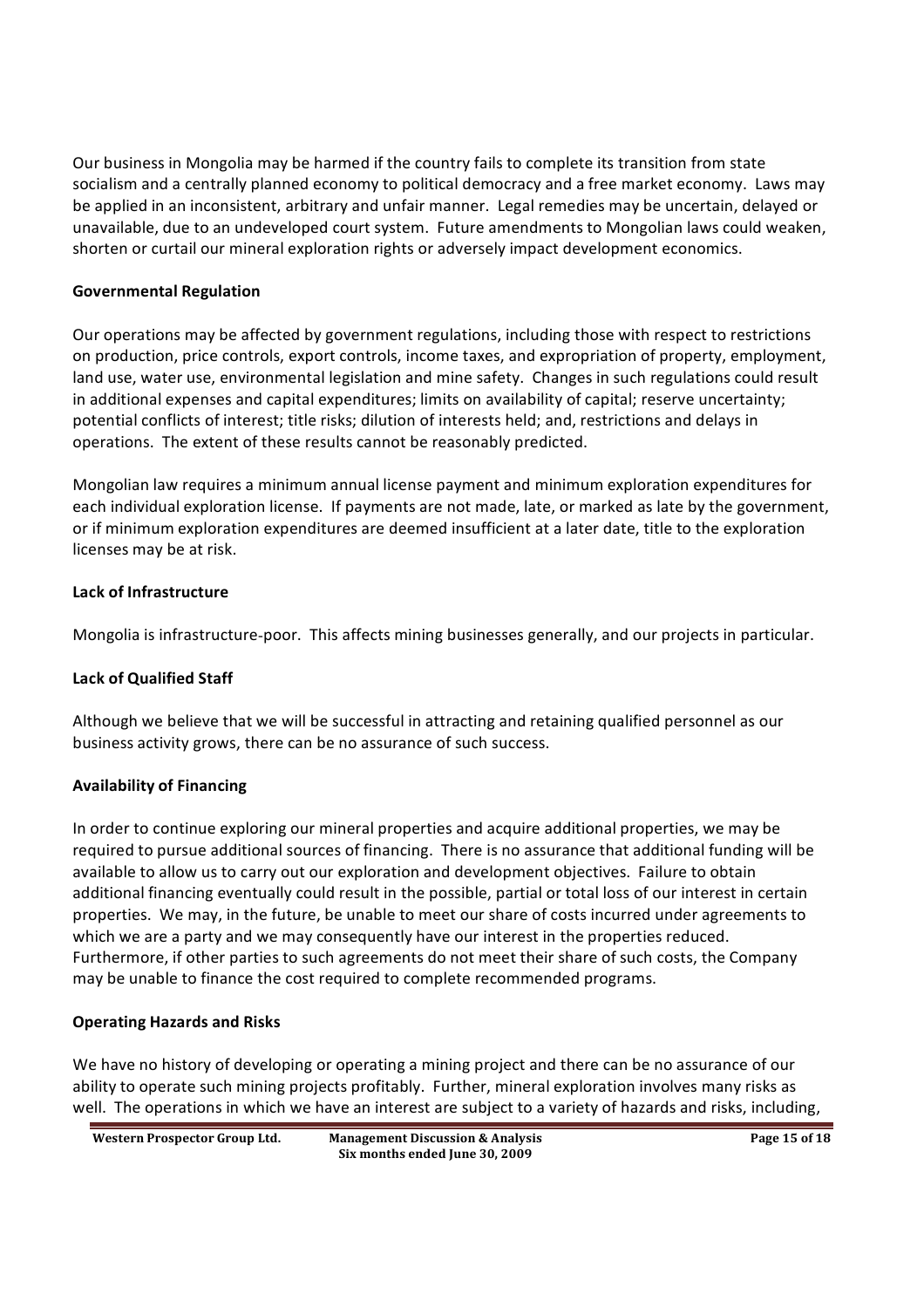Our business in Mongolia may be harmed if the country fails to complete its transition from state socialism and a centrally planned economy to political democracy and a free market economy. Laws may be applied in an inconsistent, arbitrary and unfair manner. Legal remedies may be uncertain, delayed or unavailable, due to an undeveloped court system. Future amendments to Mongolian laws could weaken, shorten or curtail our mineral exploration rights or adversely impact development economics.

**Governmental Regulation**

Our operations may be affected by government regulations, including those with respect to restrictions on production, price controls, export controls, income taxes, and expropriation of property, employment, land use, water use, environmental legislation and mine safety. Changes in such regulations could result in additional expenses and capital expenditures; limits on availability of capital; reserve uncertainty; potential conflicts of interest; title risks; dilution of interests held; and, restrictions and delays in operations. The extent of these results cannot be reasonably predicted.

Mongolian law requires a minimum annual license payment and minimum exploration expenditures for each individual exploration license. If payments are not made, late, or marked as late by the government, or if minimum exploration expenditures are deemed insufficient at a later date, title to the exploration licenses may be at risk.

**Lack of Infrastructure**

Mongolia is infrastructure-poor. This affects mining businesses generally, and our projects in particular.

**Lack of Qualified Staff**

Although we believe that we will be successful in attracting and retaining qualified personnel as our business activity grows, there can be no assurance of such success.

**Availability of Financing**

In order to continue exploring our mineral properties and acquire additional properties, we may be required to pursue additional sources of financing. There is no assurance that additional funding will be available to allow us to carry out our exploration and development objectives. Failure to obtain additional financing eventually could result in the possible, partial or total loss of our interest in certain properties. We may, in the future, be unable to meet our share of costs incurred under agreements to which we are a party and we may consequently have our interest in the properties reduced. Furthermore, if other parties to such agreements do not meet their share of such costs, the Company may be unable to finance the cost required to complete recommended programs.

**Operating Hazards and Risks**

We have no history of developing or operating a mining project and there can be no assurance of our ability to operate such mining projects profitably. Further, mineral exploration involves many risks as well. The operations in which we have an interest are subject to a variety of hazards and risks, including,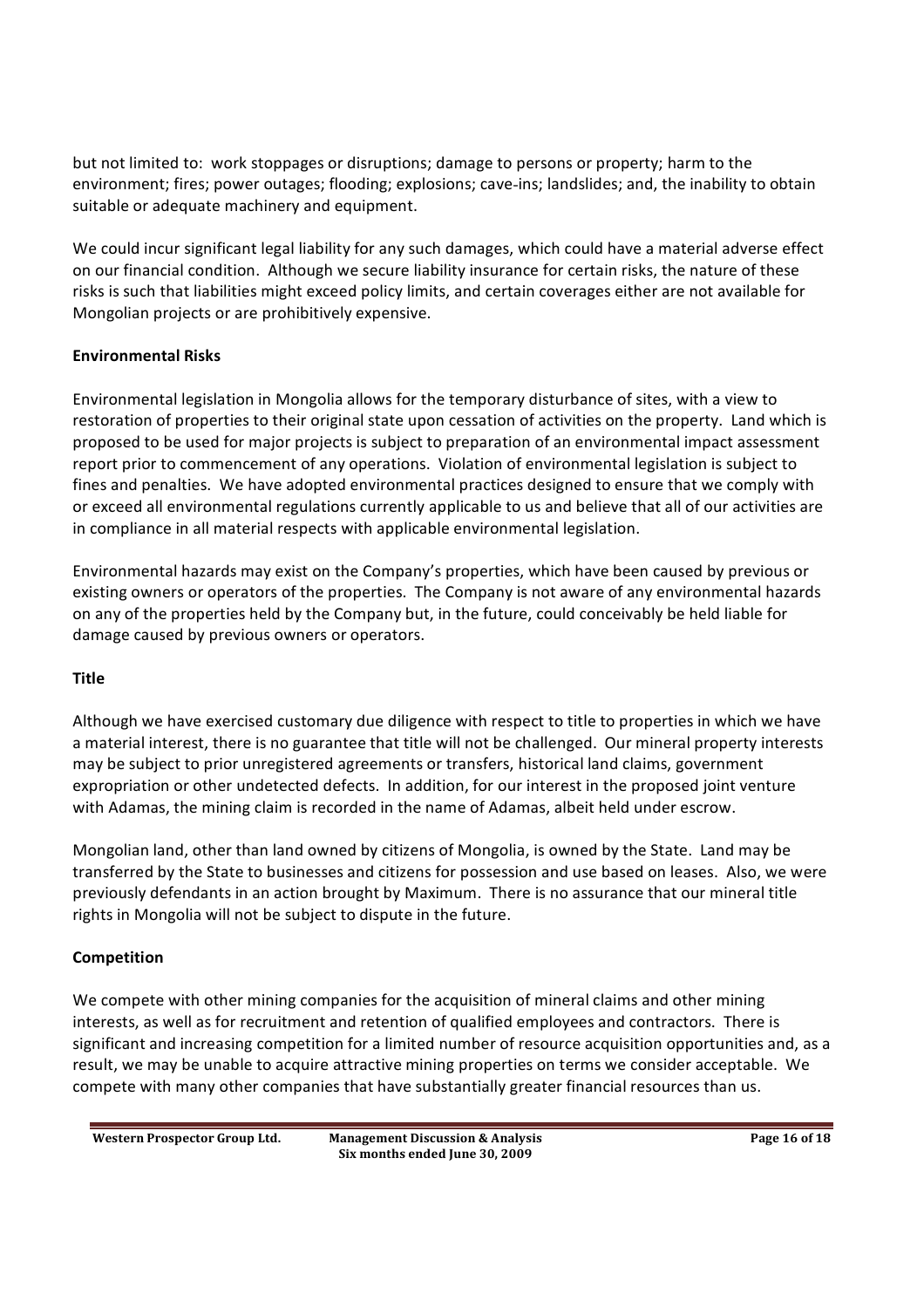but not limited to: work stoppages or disruptions; damage to persons or property; harm to the environment; fires; power outages; flooding; explosions; cave-ins; landslides; and, the inability to obtain suitable or adequate machinery and equipment.

We could incur significant legal liability for any such damages, which could have a material adverse effect on our financial condition. Although we secure liability insurance for certain risks, the nature of these risks is such that liabilities might exceed policy limits, and certain coverages either are not available for Mongolian projects or are prohibitively expensive.

**Environmental Risks**

Environmental legislation in Mongolia allows for the temporary disturbance of sites, with a view to restoration of properties to their original state upon cessation of activities on the property. Land which is proposed to be used for major projects is subject to preparation of an environmental impact assessment report prior to commencement of any operations. Violation of environmental legislation is subject to fines and penalties. We have adopted environmental practices designed to ensure that we comply with or exceed all environmental regulations currently applicable to us and believe that all of our activities are in compliance in all material respects with applicable environmental legislation.

Environmental hazards may exist on the Company's properties, which have been caused by previous or existing owners or operators of the properties. The Company is not aware of any environmental hazards on any of the properties held by the Company but, in the future, could conceivably be held liable for damage caused by previous owners or operators.

**Title**

Although we have exercised customary due diligence with respect to title to properties in which we have a material interest, there is no guarantee that title will not be challenged. Our mineral property interests may be subject to prior unregistered agreements or transfers, historical land claims, government expropriation or other undetected defects. In addition, for our interest in the proposed joint venture with Adamas, the mining claim is recorded in the name of Adamas, albeit held under escrow.

Mongolian land, other than land owned by citizens of Mongolia, is owned by the State. Land may be transferred by the State to businesses and citizens for possession and use based on leases. Also, we were previously defendants in an action brought by Maximum. There is no assurance that our mineral title rights in Mongolia will not be subject to dispute in the future.

**Competition**

We compete with other mining companies for the acquisition of mineral claims and other mining interests, as well as for recruitment and retention of qualified employees and contractors. There is significant and increasing competition for a limited number of resource acquisition opportunities and, as a result, we may be unable to acquire attractive mining properties on terms we consider acceptable. We compete with many other companies that have substantially greater financial resources than us.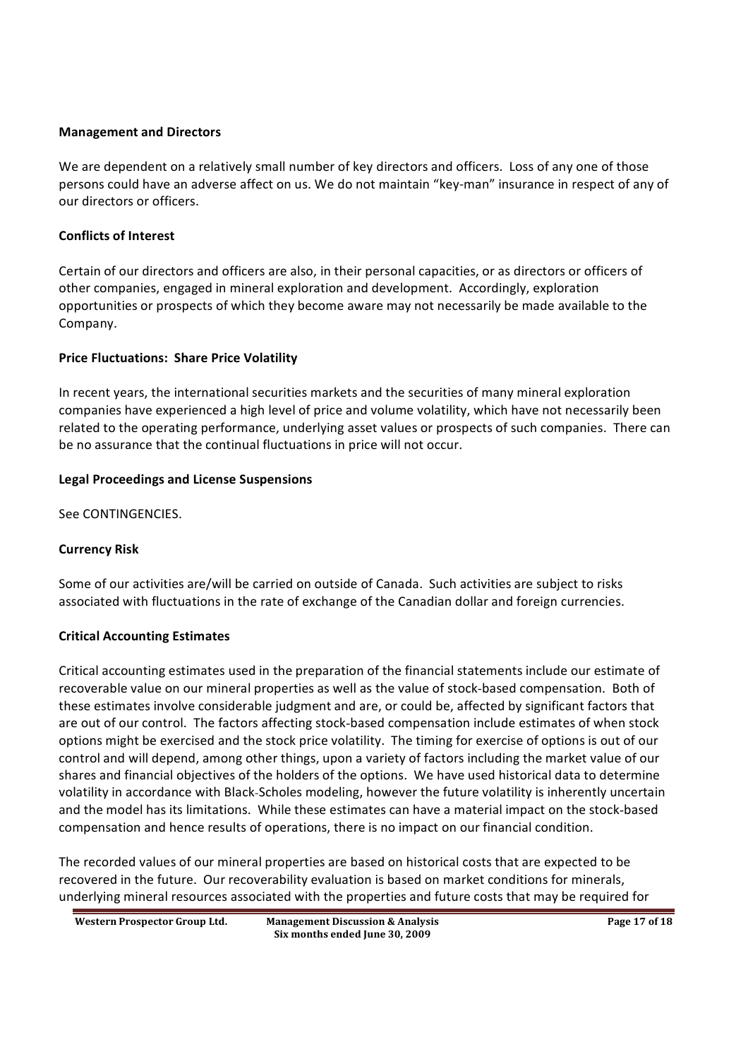**Management and Directors**

We are dependent on a relatively small number of key directors and officers. Loss of any one of those persons could have an adverse affect on us. We do not maintain "key-man" insurance in respect of any of our directors or officers.

**Conflicts of Interest**

Certain of our directors and officers are also, in their personal capacities, or as directors or officers of other companies, engaged in mineral exploration and development. Accordingly, exploration opportunities or prospects of which they become aware may not necessarily be made available to the Company.

**Price Fluctuations: Share Price Volatility**

In recent years, the international securities markets and the securities of many mineral exploration companies have experienced a high level of price and volume volatility, which have not necessarily been related to the operating performance, underlying asset values or prospects of such companies. There can be no assurance that the continual fluctuations in price will not occur.

**Legal Proceedings and License Suspensions**

See CONTINGENCIES.

**Currency Risk**

Some of our activities are/will be carried on outside of Canada. Such activities are subject to risks associated with fluctuations in the rate of exchange of the Canadian dollar and foreign currencies.

**Critical Accounting Estimates**

Critical accounting estimates used in the preparation of the financial statements include our estimate of recoverable value on our mineral properties as well as the value of stock-based compensation. Both of these estimates involve considerable judgment and are, or could be, affected by significant factors that are out of our control. The factors affecting stock-based compensation include estimates of when stock options might be exercised and the stock price volatility. The timing for exercise of options is out of our control and will depend, among other things, upon a variety of factors including the market value of our shares and financial objectives of the holders of the options. We have used historical data to determine volatility in accordance with Black-Scholes modeling, however the future volatility is inherently uncertain and the model has its limitations. While these estimates can have a material impact on the stock-based compensation and hence results of operations, there is no impact on our financial condition.

The recorded values of our mineral properties are based on historical costs that are expected to be recovered in the future. Our recoverability evaluation is based on market conditions for minerals, underlying mineral resources associated with the properties and future costs that may be required for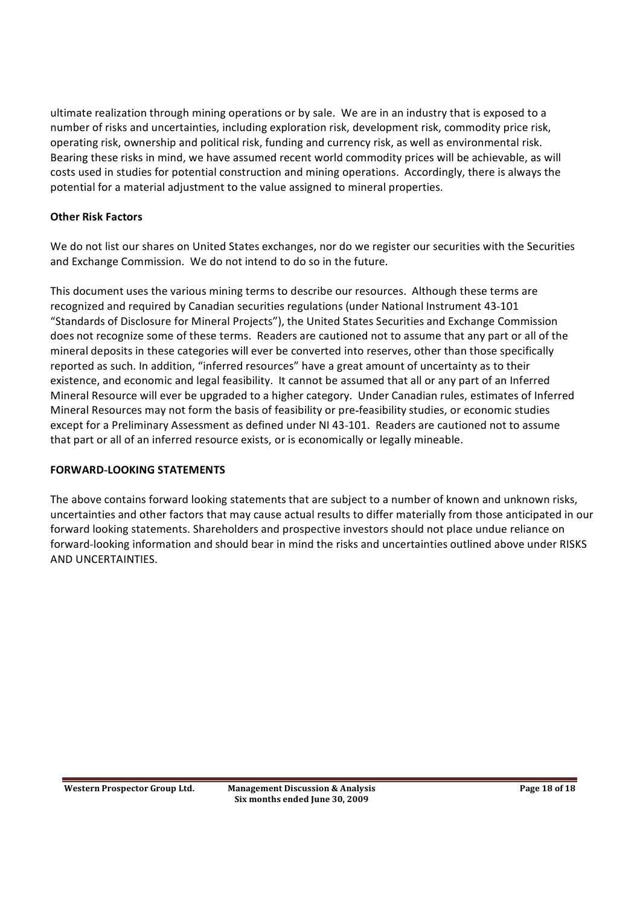ultimate realization through mining operations or by sale. We are in an industry that is exposed to a number of risks and uncertainties, including exploration risk, development risk, commodity price risk, operating risk, ownership and political risk, funding and currency risk, as well as environmental risk. Bearing these risks in mind, we have assumed recent world commodity prices will be achievable, as will costs used in studies for potential construction and mining operations. Accordingly, there is always the potential for a material adjustment to the value assigned to mineral properties.

**Other Risk Factors**

We do not list our shares on United States exchanges, nor do we register our securities with the Securities and Exchange Commission. We do not intend to do so in the future.

This document uses the various mining terms to describe our resources. Although these terms are recognized and required by Canadian securities regulations (under National Instrument 43-101 "Standards of Disclosure for Mineral Projects"), the United States Securities and Exchange Commission does not recognize some of these terms. Readers are cautioned not to assume that any part or all of the mineral deposits in these categories will ever be converted into reserves, other than those specifically reported as such. In addition, "inferred resources" have a great amount of uncertainty as to their existence, and economic and legal feasibility. It cannot be assumed that all or any part of an Inferred Mineral Resource will ever be upgraded to a higher category. Under Canadian rules, estimates of Inferred Mineral Resources may not form the basis of feasibility or pre-feasibility studies, or economic studies except for a Preliminary Assessment as defined under NI 43-101. Readers are cautioned not to assume that part or all of an inferred resource exists, or is economically or legally mineable.

**FORWARD-LOOKING STATEMENTS**

The above contains forward looking statements that are subject to a number of known and unknown risks, uncertainties and other factors that may cause actual results to differ materially from those anticipated in our forward looking statements. Shareholders and prospective investors should not place undue reliance on forward-looking information and should bear in mind the risks and uncertainties outlined above under RISKS AND UNCERTAINTIES.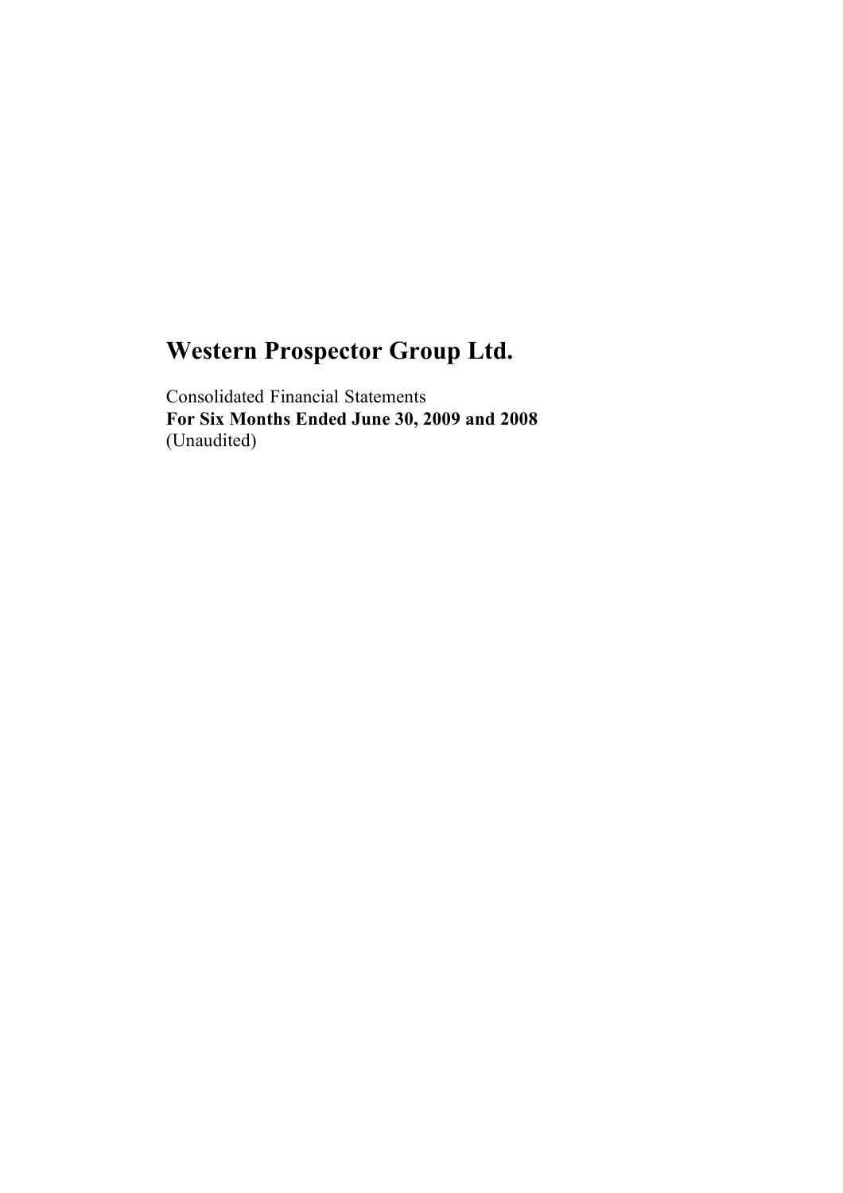# Western Prospector Group Ltd.

Consolidated Financial Statements
**For Six Months Ended June 30, 2009 and 2008**
(Unaudited)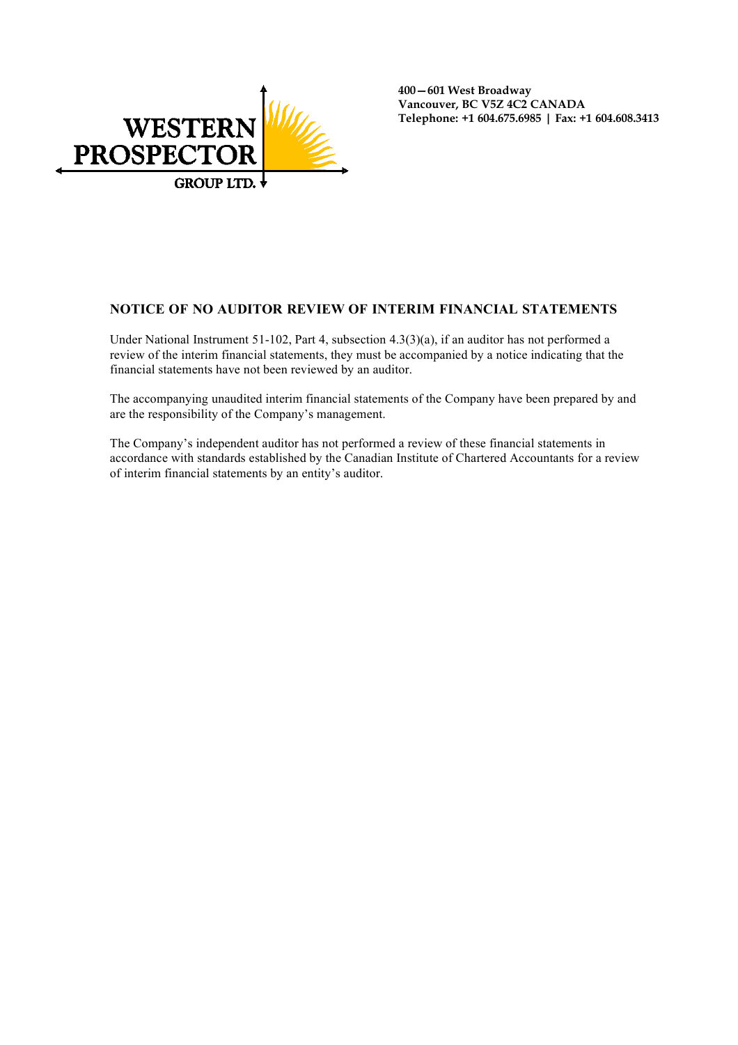WESTERN PROSPECTOR GROUP LTD.

**400 — 601 West Broadway**
**Vancouver, BC V5Z 4C2 CANADA**
**Telephone: +1 604.675.6985 | Fax: +1 604.608.3413**

## NOTICE OF NO AUDITOR REVIEW OF INTERIM FINANCIAL STATEMENTS

Under National Instrument 51-102, Part 4, subsection 4.3(3)(a), if an auditor has not performed a review of the interim financial statements, they must be accompanied by a notice indicating that the financial statements have not been reviewed by an auditor.

The accompanying unaudited interim financial statements of the Company have been prepared by and are the responsibility of the Company's management.

The Company's independent auditor has not performed a review of these financial statements in accordance with standards established by the Canadian Institute of Chartered Accountants for a review of interim financial statements by an entity's auditor.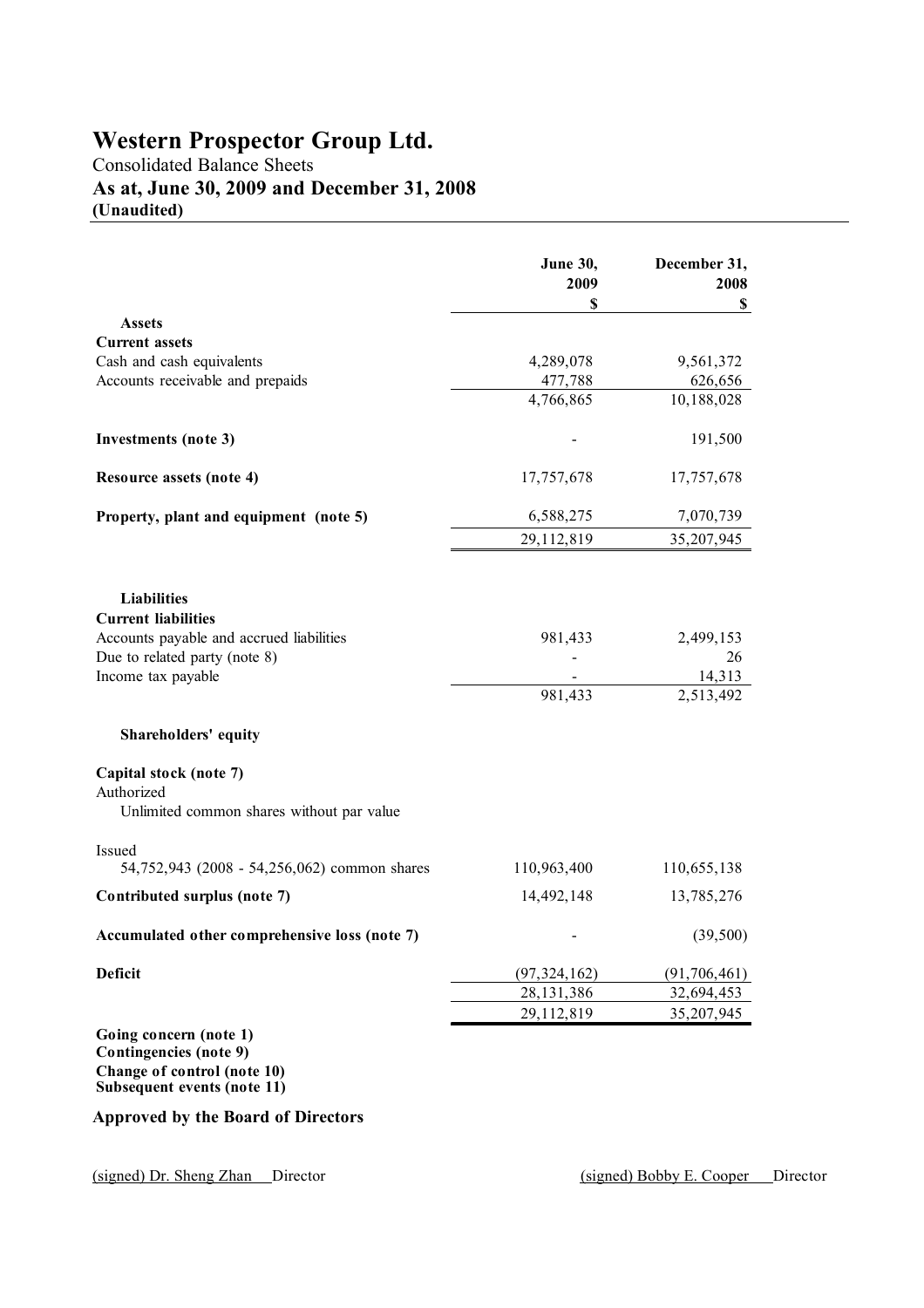# Western Prospector Group Ltd.

Consolidated Balance Sheets

**As at, June 30, 2009 and December 31, 2008**

**(Unaudited)**

| | June 30, 2009 $ | December 31, 2008 $ |
|---|---|---|
| **Assets** | | |
| **Current assets** | | |
| Cash and cash equivalents | 4,289,078 | 9,561,372 |
| Accounts receivable and prepaids | 477,788 | 626,656 |
| | 4,766,865 | 10,188,028 |
| **Investments (note 3)** | - | 191,500 |
| **Resource assets (note 4)** | 17,757,678 | 17,757,678 |
| **Property, plant and equipment (note 5)** | 6,588,275 | 7,070,739 |
| | 29,112,819 | 35,207,945 |
| **Liabilities** | | |
| **Current liabilities** | | |
| Accounts payable and accrued liabilities | 981,433 | 2,499,153 |
| Due to related party (note 8) | - | 26 |
| Income tax payable | - | 14,313 |
| | 981,433 | 2,513,492 |
| **Shareholders' equity** | | |
| **Capital stock (note 7)** | | |
| Authorized | | |
| Unlimited common shares without par value | | |
| Issued | | |
| 54,752,943 (2008 - 54,256,062) common shares | 110,963,400 | 110,655,138 |
| **Contributed surplus (note 7)** | 14,492,148 | 13,785,276 |
| **Accumulated other comprehensive loss (note 7)** | - | (39,500) |
| **Deficit** | (97,324,162) | (91,706,461) |
| | 28,131,386 | 32,694,453 |
| | 29,112,819 | 35,207,945 |

**Going concern (note 1)**
**Contingencies (note 9)**
**Change of control (note 10)**
**Subsequent events (note 11)**

**Approved by the Board of Directors**

(signed) Dr. Sheng Zhan Director

(signed) Bobby E. Cooper Director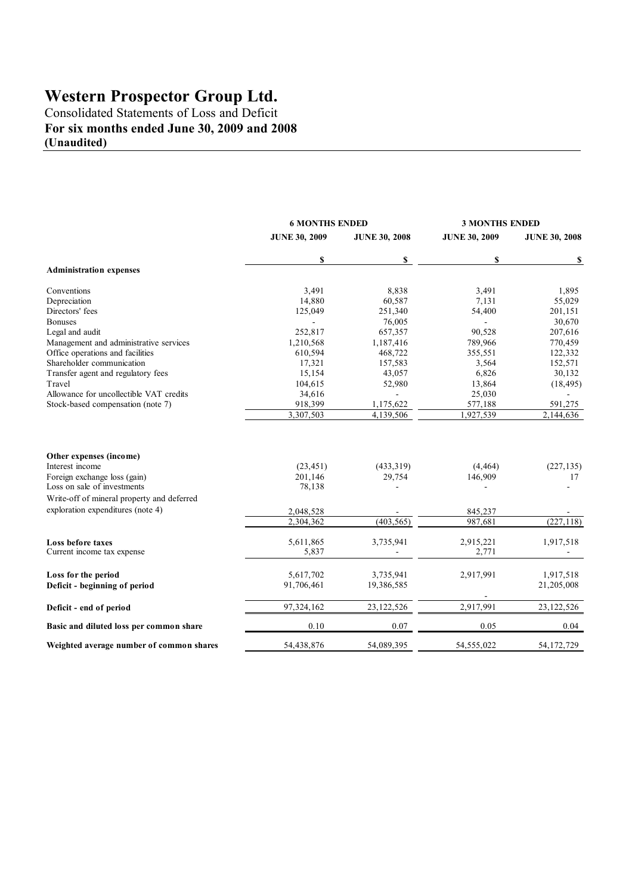# Western Prospector Group Ltd.

Consolidated Statements of Loss and Deficit

**For six months ended June 30, 2009 and 2008**

**(Unaudited)**

| | 6 MONTHS ENDED | | 3 MONTHS ENDED | |
|---|---|---|---|---|
| | JUNE 30, 2009 | JUNE 30, 2008 | JUNE 30, 2009 | JUNE 30, 2008 |
| | $ | $ | $ | $ |
| **Administration expenses** | | | | |
| Conventions | 3,491 | 8,838 | 3,491 | 1,895 |
| Depreciation | 14,880 | 60,587 | 7,131 | 55,029 |
| Directors' fees | 125,049 | 251,340 | 54,400 | 201,151 |
| Bonuses | - | 76,005 | - | 30,670 |
| Legal and audit | 252,817 | 657,357 | 90,528 | 207,616 |
| Management and administrative services | 1,210,568 | 1,187,416 | 789,966 | 770,459 |
| Office operations and facilities | 610,594 | 468,722 | 355,551 | 122,332 |
| Shareholder communication | 17,321 | 157,583 | 3,564 | 152,571 |
| Transfer agent and regulatory fees | 15,154 | 43,057 | 6,826 | 30,132 |
| Travel | 104,615 | 52,980 | 13,864 | (18,495) |
| Allowance for uncollectible VAT credits | 34,616 | - | 25,030 | - |
| Stock-based compensation (note 7) | 918,399 | 1,175,622 | 577,188 | 591,275 |
| | 3,307,503 | 4,139,506 | 1,927,539 | 2,144,636 |
| **Other expenses (income)** | | | | |
| Interest income | (23,451) | (433,319) | (4,464) | (227,135) |
| Foreign exchange loss (gain) | 201,146 | 29,754 | 146,909 | 17 |
| Loss on sale of investments | 78,138 | - | - | - |
| Write-off of mineral property and deferred exploration expenditures (note 4) | 2,048,528 | - | 845,237 | - |
| | 2,304,362 | (403,565) | 987,681 | (227,118) |
| **Loss before taxes** | 5,611,865 | 3,735,941 | 2,915,221 | 1,917,518 |
| Current income tax expense | 5,837 | - | 2,771 | - |
| **Loss for the period** | 5,617,702 | 3,735,941 | 2,917,991 | 1,917,518 |
| **Deficit - beginning of period** | 91,706,461 | 19,386,585 | - | 21,205,008 |
| **Deficit - end of period** | 97,324,162 | 23,122,526 | 2,917,991 | 23,122,526 |
| **Basic and diluted loss per common share** | 0.10 | 0.07 | 0.05 | 0.04 |
| **Weighted average number of common shares** | 54,438,876 | 54,089,395 | 54,555,022 | 54,172,729 |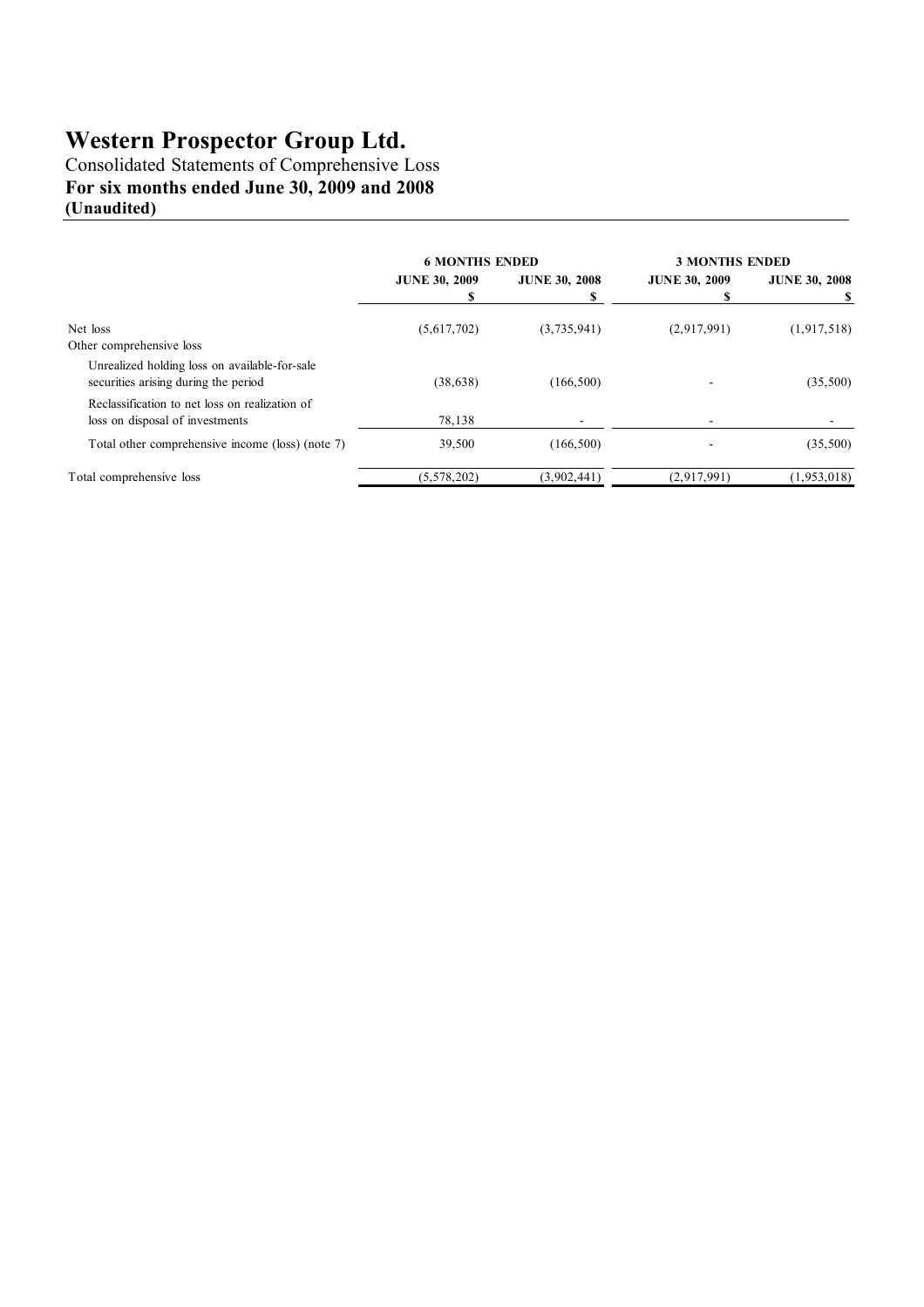# Western Prospector Group Ltd.

Consolidated Statements of Comprehensive Loss

**For six months ended June 30, 2009 and 2008**

**(Unaudited)**

| | **6 MONTHS ENDED** | | **3 MONTHS ENDED** | |
|---|---|---|---|---|
| | **JUNE 30, 2009** **$** | **JUNE 30, 2008** **$** | **JUNE 30, 2009** **$** | **JUNE 30, 2008** **$** |
| Net loss | (5,617,702) | (3,735,941) | (2,917,991) | (1,917,518) |
| Other comprehensive loss | | | | |
| Unrealized holding loss on available-for-sale securities arising during the period | (38,638) | (166,500) | - | (35,500) |
| Reclassification to net loss on realization of loss on disposal of investments | 78,138 | - | - | - |
| Total other comprehensive income (loss) (note 7) | 39,500 | (166,500) | - | (35,500) |
| Total comprehensive loss | (5,578,202) | (3,902,441) | (2,917,991) | (1,953,018) |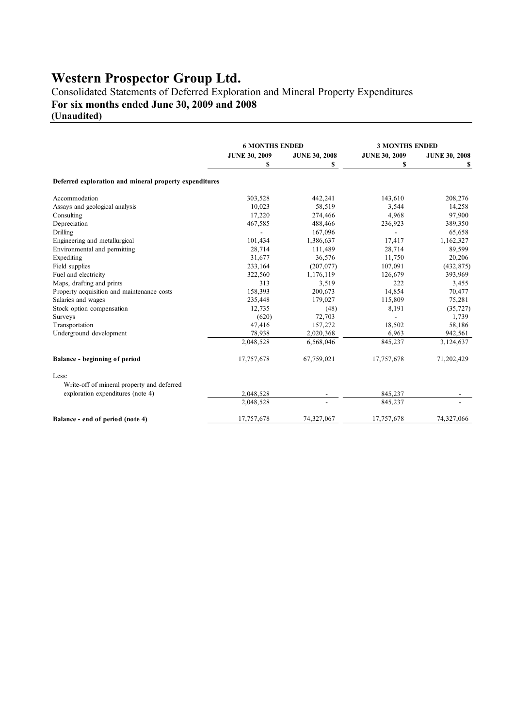# Western Prospector Group Ltd.

Consolidated Statements of Deferred Exploration and Mineral Property Expenditures

**For six months ended June 30, 2009 and 2008**

**(Unaudited)**

| | **6 MONTHS ENDED** | | **3 MONTHS ENDED** | |
|---|---|---|---|---|
| | **JUNE 30, 2009** | **JUNE 30, 2008** | **JUNE 30, 2009** | **JUNE 30, 2008** |
| | **$** | **$** | **$** | **$** |
| **Deferred exploration and mineral property expenditures** | | | | |
| Accommodation | 303,528 | 442,241 | 143,610 | 208,276 |
| Assays and geological analysis | 10,023 | 58,519 | 3,544 | 14,258 |
| Consulting | 17,220 | 274,466 | 4,968 | 97,900 |
| Depreciation | 467,585 | 488,466 | 236,923 | 389,350 |
| Drilling | - | 167,096 | - | 65,658 |
| Engineering and metallurgical | 101,434 | 1,386,637 | 17,417 | 1,162,327 |
| Environmental and permitting | 28,714 | 111,489 | 28,714 | 89,599 |
| Expediting | 31,677 | 36,576 | 11,750 | 20,206 |
| Field supplies | 233,164 | (207,077) | 107,091 | (432,875) |
| Fuel and electricity | 322,560 | 1,176,119 | 126,679 | 393,969 |
| Maps, drafting and prints | 313 | 3,519 | 222 | 3,455 |
| Property acquisition and maintenance costs | 158,393 | 200,673 | 14,854 | 70,477 |
| Salaries and wages | 235,448 | 179,027 | 115,809 | 75,281 |
| Stock option compensation | 12,735 | (48) | 8,191 | (35,727) |
| Surveys | (620) | 72,703 | - | 1,739 |
| Transportation | 47,416 | 157,272 | 18,502 | 58,186 |
| Underground development | 78,938 | 2,020,368 | 6,963 | 942,561 |
| | 2,048,528 | 6,568,046 | 845,237 | 3,124,637 |
| **Balance - beginning of period** | 17,757,678 | 67,759,021 | 17,757,678 | 71,202,429 |
| Less: | | | | |
| Write-off of mineral property and deferred exploration expenditures (note 4) | 2,048,528 | - | 845,237 | - |
| | 2,048,528 | - | 845,237 | - |
| **Balance - end of period (note 4)** | 17,757,678 | 74,327,067 | 17,757,678 | 74,327,066 |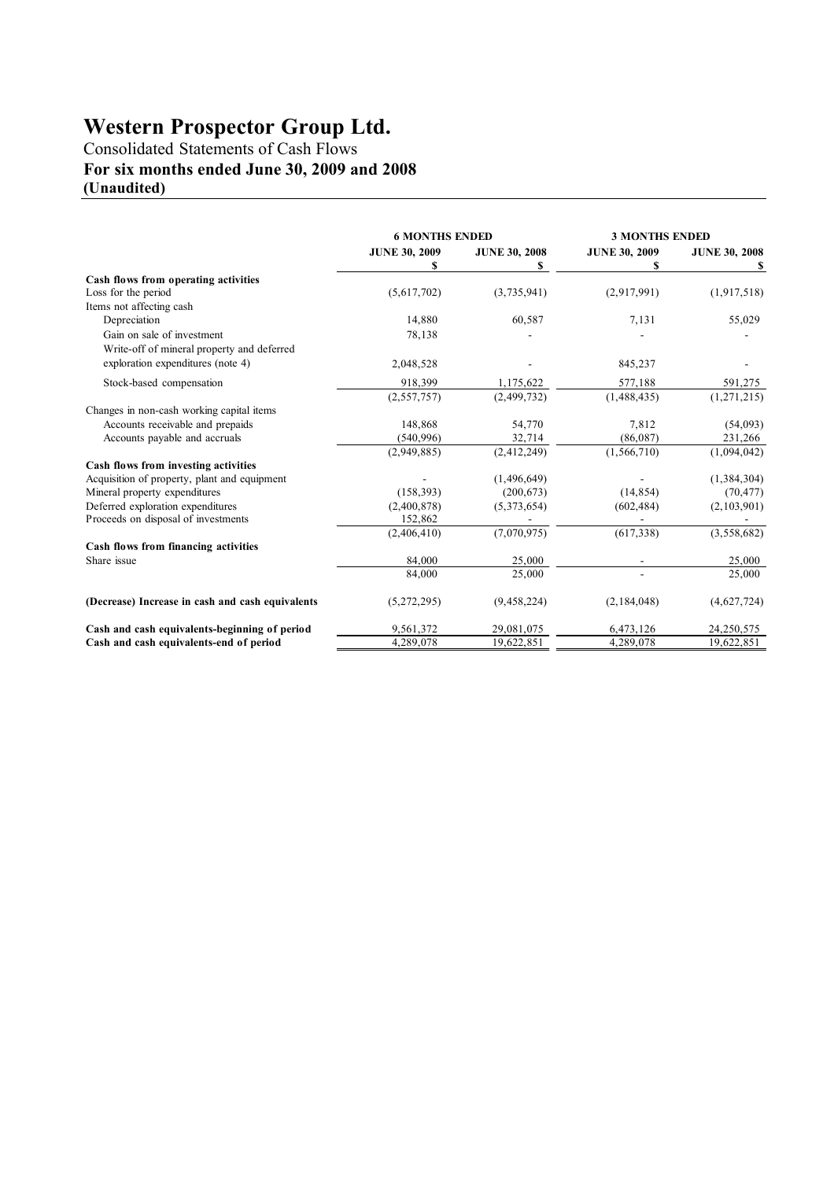# Western Prospector Group Ltd.

Consolidated Statements of Cash Flows

**For six months ended June 30, 2009 and 2008**

**(Unaudited)**

| | 6 MONTHS ENDED | | 3 MONTHS ENDED | |
|---|---|---|---|---|
| | JUNE 30, 2009 $ | JUNE 30, 2008 $ | JUNE 30, 2009 $ | JUNE 30, 2008 $ |
| **Cash flows from operating activities** | | | | |
| Loss for the period | (5,617,702) | (3,735,941) | (2,917,991) | (1,917,518) |
| Items not affecting cash | | | | |
| Depreciation | 14,880 | 60,587 | 7,131 | 55,029 |
| Gain on sale of investment | 78,138 | - | - | - |
| Write-off of mineral property and deferred exploration expenditures (note 4) | 2,048,528 | - | 845,237 | - |
| Stock-based compensation | 918,399 | 1,175,622 | 577,188 | 591,275 |
| | (2,557,757) | (2,499,732) | (1,488,435) | (1,271,215) |
| Changes in non-cash working capital items | | | | |
| Accounts receivable and prepaids | 148,868 | 54,770 | 7,812 | (54,093) |
| Accounts payable and accruals | (540,996) | 32,714 | (86,087) | 231,266 |
| | (2,949,885) | (2,412,249) | (1,566,710) | (1,094,042) |
| **Cash flows from investing activities** | | | | |
| Acquisition of property, plant and equipment | - | (1,496,649) | - | (1,384,304) |
| Mineral property expenditures | (158,393) | (200,673) | (14,854) | (70,477) |
| Deferred exploration expenditures | (2,400,878) | (5,373,654) | (602,484) | (2,103,901) |
| Proceeds on disposal of investments | 152,862 | - | - | - |
| | (2,406,410) | (7,070,975) | (617,338) | (3,558,682) |
| **Cash flows from financing activities** | | | | |
| Share issue | 84,000 | 25,000 | - | 25,000 |
| | 84,000 | 25,000 | - | 25,000 |
| **(Decrease) Increase in cash and cash equivalents** | (5,272,295) | (9,458,224) | (2,184,048) | (4,627,724) |
| **Cash and cash equivalents-beginning of period** | 9,561,372 | 29,081,075 | 6,473,126 | 24,250,575 |
| **Cash and cash equivalents-end of period** | 4,289,078 | 19,622,851 | 4,289,078 | 19,622,851 |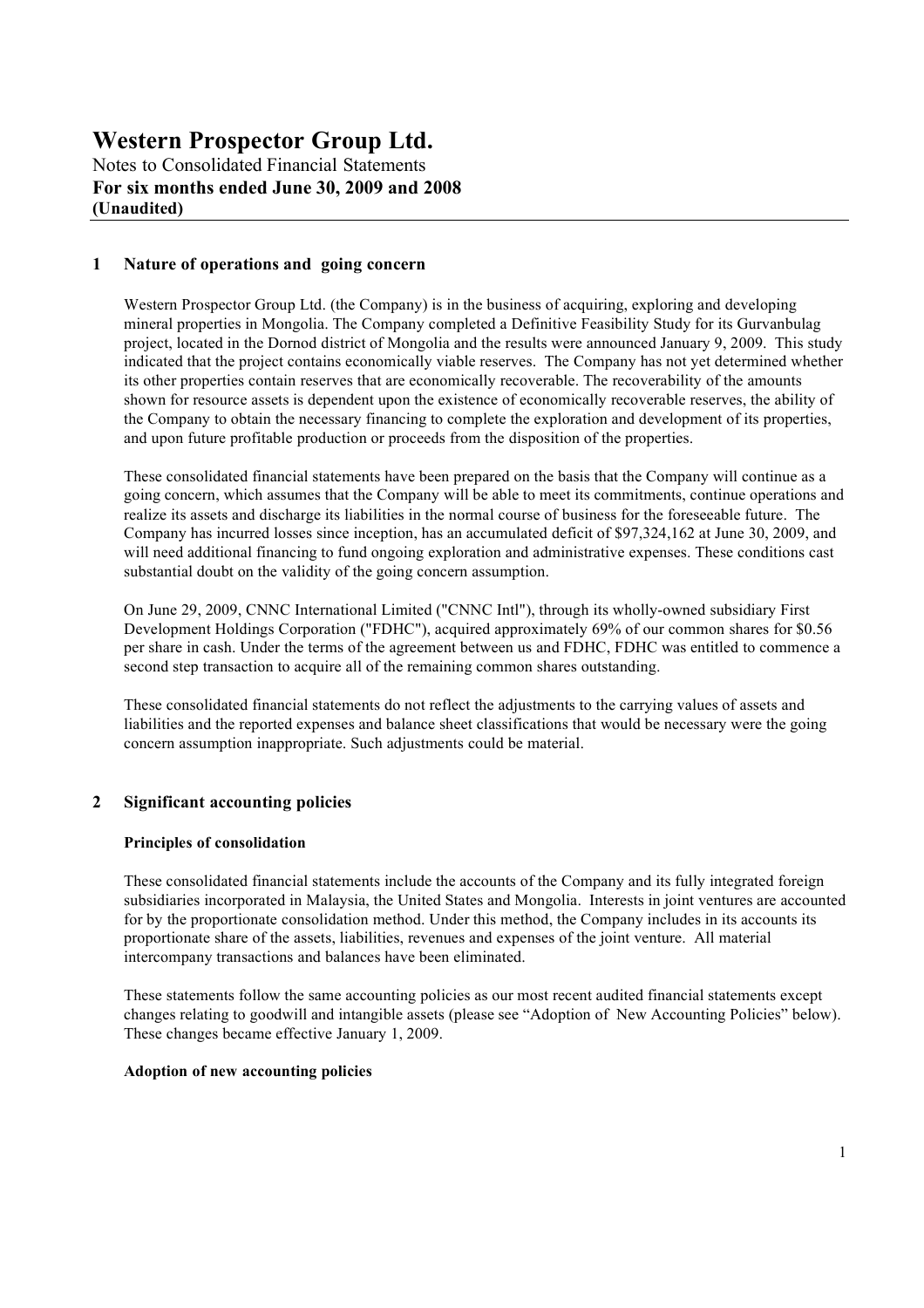# Western Prospector Group Ltd.

Notes to Consolidated Financial Statements

**For six months ended June 30, 2009 and 2008**

**(Unaudited)**

## 1 Nature of operations and going concern

Western Prospector Group Ltd. (the Company) is in the business of acquiring, exploring and developing mineral properties in Mongolia. The Company completed a Definitive Feasibility Study for its Gurvanbulag project, located in the Dornod district of Mongolia and the results were announced January 9, 2009. This study indicated that the project contains economically viable reserves. The Company has not yet determined whether its other properties contain reserves that are economically recoverable. The recoverability of the amounts shown for resource assets is dependent upon the existence of economically recoverable reserves, the ability of the Company to obtain the necessary financing to complete the exploration and development of its properties, and upon future profitable production or proceeds from the disposition of the properties.

These consolidated financial statements have been prepared on the basis that the Company will continue as a going concern, which assumes that the Company will be able to meet its commitments, continue operations and realize its assets and discharge its liabilities in the normal course of business for the foreseeable future. The Company has incurred losses since inception, has an accumulated deficit of $97,324,162 at June 30, 2009, and will need additional financing to fund ongoing exploration and administrative expenses. These conditions cast substantial doubt on the validity of the going concern assumption.

On June 29, 2009, CNNC International Limited ("CNNC Intl"), through its wholly-owned subsidiary First Development Holdings Corporation ("FDHC"), acquired approximately 69% of our common shares for $0.56 per share in cash. Under the terms of the agreement between us and FDHC, FDHC was entitled to commence a second step transaction to acquire all of the remaining common shares outstanding.

These consolidated financial statements do not reflect the adjustments to the carrying values of assets and liabilities and the reported expenses and balance sheet classifications that would be necessary were the going concern assumption inappropriate. Such adjustments could be material.

## 2 Significant accounting policies

### Principles of consolidation

These consolidated financial statements include the accounts of the Company and its fully integrated foreign subsidiaries incorporated in Malaysia, the United States and Mongolia. Interests in joint ventures are accounted for by the proportionate consolidation method. Under this method, the Company includes in its accounts its proportionate share of the assets, liabilities, revenues and expenses of the joint venture. All material intercompany transactions and balances have been eliminated.

These statements follow the same accounting policies as our most recent audited financial statements except changes relating to goodwill and intangible assets (please see "Adoption of New Accounting Policies" below). These changes became effective January 1, 2009.

### Adoption of new accounting policies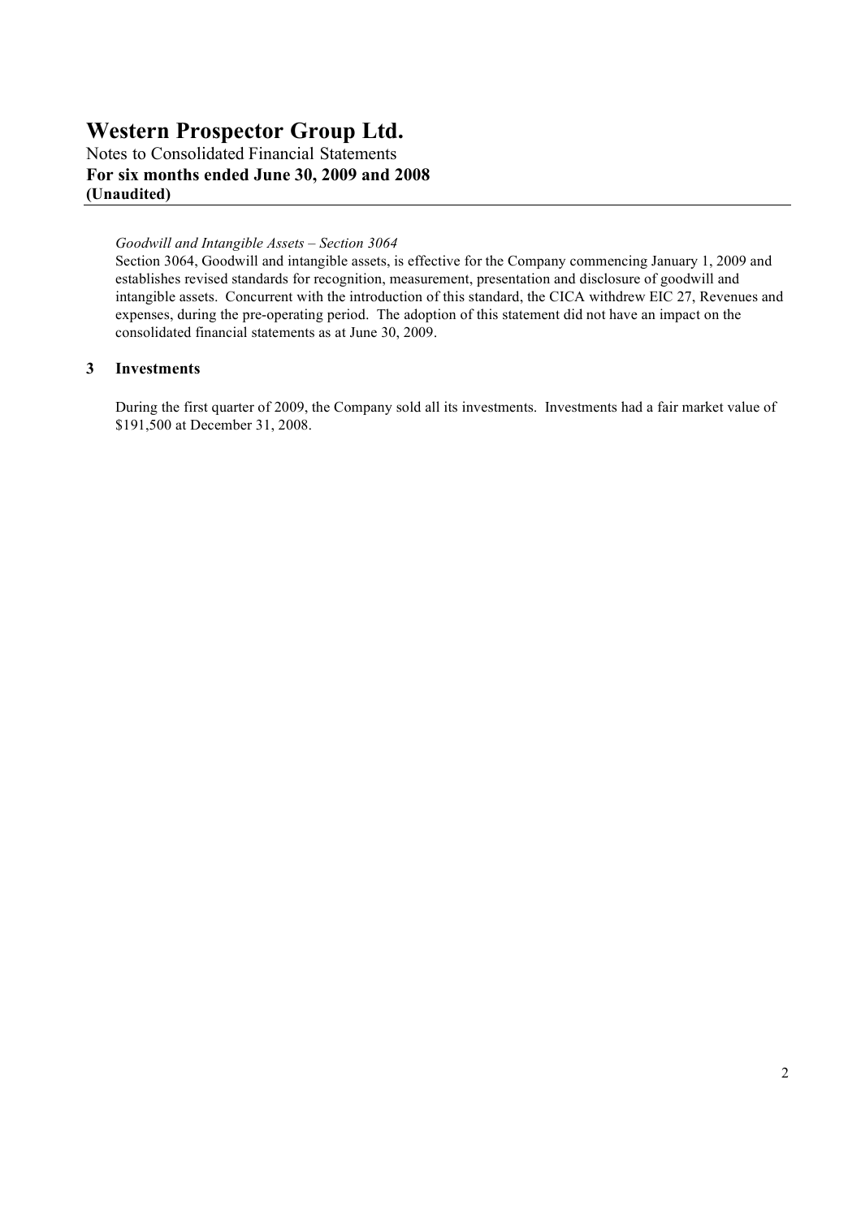*Goodwill and Intangible Assets – Section 3064*

Section 3064, Goodwill and intangible assets, is effective for the Company commencing January 1, 2009 and establishes revised standards for recognition, measurement, presentation and disclosure of goodwill and intangible assets. Concurrent with the introduction of this standard, the CICA withdrew EIC 27, Revenues and expenses, during the pre-operating period. The adoption of this statement did not have an impact on the consolidated financial statements as at June 30, 2009.

## 3 Investments

During the first quarter of 2009, the Company sold all its investments. Investments had a fair market value of $191,500 at December 31, 2008.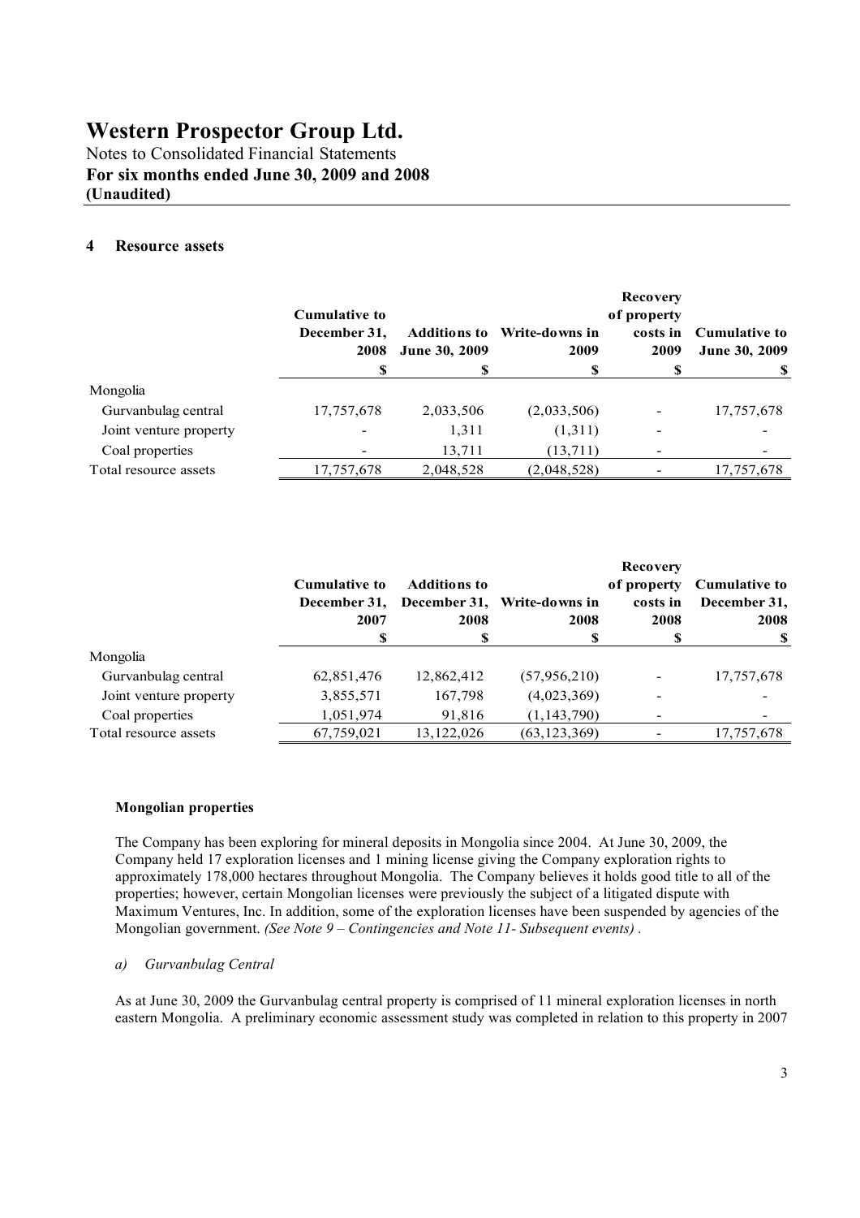## 4 Resource assets

| | Cumulative to December 31, 2008 | Additions to June 30, 2009 | Write-downs in 2009 | Recovery of property costs in 2009 | Cumulative to June 30, 2009 |
|---|---|---|---|---|---|
| | $ | $ | $ | $ | $ |
| Mongolia | | | | | |
| Gurvanbulag central | 17,757,678 | 2,033,506 | (2,033,506) | - | 17,757,678 |
| Joint venture property | - | 1,311 | (1,311) | - | - |
| Coal properties | - | 13,711 | (13,711) | - | - |
| Total resource assets | 17,757,678 | 2,048,528 | (2,048,528) | - | 17,757,678 |

| | Cumulative to December 31, 2007 | Additions to December 31, 2008 | Write-downs in 2008 | Recovery of property costs in 2008 | Cumulative to December 31, 2008 |
|---|---|---|---|---|---|
| | $ | $ | $ | $ | $ |
| Mongolia | | | | | |
| Gurvanbulag central | 62,851,476 | 12,862,412 | (57,956,210) | - | 17,757,678 |
| Joint venture property | 3,855,571 | 167,798 | (4,023,369) | - | - |
| Coal properties | 1,051,974 | 91,816 | (1,143,790) | - | - |
| Total resource assets | 67,759,021 | 13,122,026 | (63,123,369) | - | 17,757,678 |

**Mongolian properties**

The Company has been exploring for mineral deposits in Mongolia since 2004. At June 30, 2009, the Company held 17 exploration licenses and 1 mining license giving the Company exploration rights to approximately 178,000 hectares throughout Mongolia. The Company believes it holds good title to all of the properties; however, certain Mongolian licenses were previously the subject of a litigated dispute with Maximum Ventures, Inc. In addition, some of the exploration licenses have been suspended by agencies of the Mongolian government. *(See Note 9 – Contingencies and Note 11- Subsequent events)* .

*a) Gurvanbulag Central*

As at June 30, 2009 the Gurvanbulag central property is comprised of 11 mineral exploration licenses in north eastern Mongolia. A preliminary economic assessment study was completed in relation to this property in 2007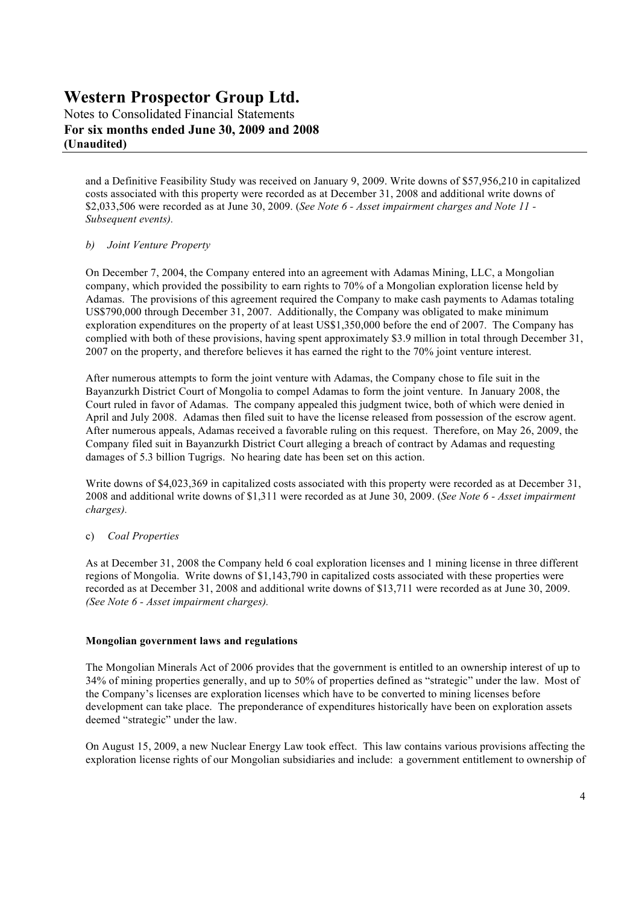and a Definitive Feasibility Study was received on January 9, 2009. Write downs of $57,956,210 in capitalized costs associated with this property were recorded as at December 31, 2008 and additional write downs of $2,033,506 were recorded as at June 30, 2009. (*See Note 6 - Asset impairment charges and Note 11 - Subsequent events).*

*b) Joint Venture Property*

On December 7, 2004, the Company entered into an agreement with Adamas Mining, LLC, a Mongolian company, which provided the possibility to earn rights to 70% of a Mongolian exploration license held by Adamas. The provisions of this agreement required the Company to make cash payments to Adamas totaling US$790,000 through December 31, 2007. Additionally, the Company was obligated to make minimum exploration expenditures on the property of at least US$1,350,000 before the end of 2007. The Company has complied with both of these provisions, having spent approximately $3.9 million in total through December 31, 2007 on the property, and therefore believes it has earned the right to the 70% joint venture interest.

After numerous attempts to form the joint venture with Adamas, the Company chose to file suit in the Bayanzurkh District Court of Mongolia to compel Adamas to form the joint venture. In January 2008, the Court ruled in favor of Adamas. The company appealed this judgment twice, both of which were denied in April and July 2008. Adamas then filed suit to have the license released from possession of the escrow agent. After numerous appeals, Adamas received a favorable ruling on this request. Therefore, on May 26, 2009, the Company filed suit in Bayanzurkh District Court alleging a breach of contract by Adamas and requesting damages of 5.3 billion Tugrigs. No hearing date has been set on this action.

Write downs of $4,023,369 in capitalized costs associated with this property were recorded as at December 31, 2008 and additional write downs of $1,311 were recorded as at June 30, 2009. (*See Note 6 - Asset impairment charges).*

c) *Coal Properties*

As at December 31, 2008 the Company held 6 coal exploration licenses and 1 mining license in three different regions of Mongolia. Write downs of $1,143,790 in capitalized costs associated with these properties were recorded as at December 31, 2008 and additional write downs of $13,711 were recorded as at June 30, 2009. *(See Note 6 - Asset impairment charges).*

**Mongolian government laws and regulations**

The Mongolian Minerals Act of 2006 provides that the government is entitled to an ownership interest of up to 34% of mining properties generally, and up to 50% of properties defined as "strategic" under the law. Most of the Company's licenses are exploration licenses which have to be converted to mining licenses before development can take place. The preponderance of expenditures historically have been on exploration assets deemed "strategic" under the law.

On August 15, 2009, a new Nuclear Energy Law took effect. This law contains various provisions affecting the exploration license rights of our Mongolian subsidiaries and include: a government entitlement to ownership of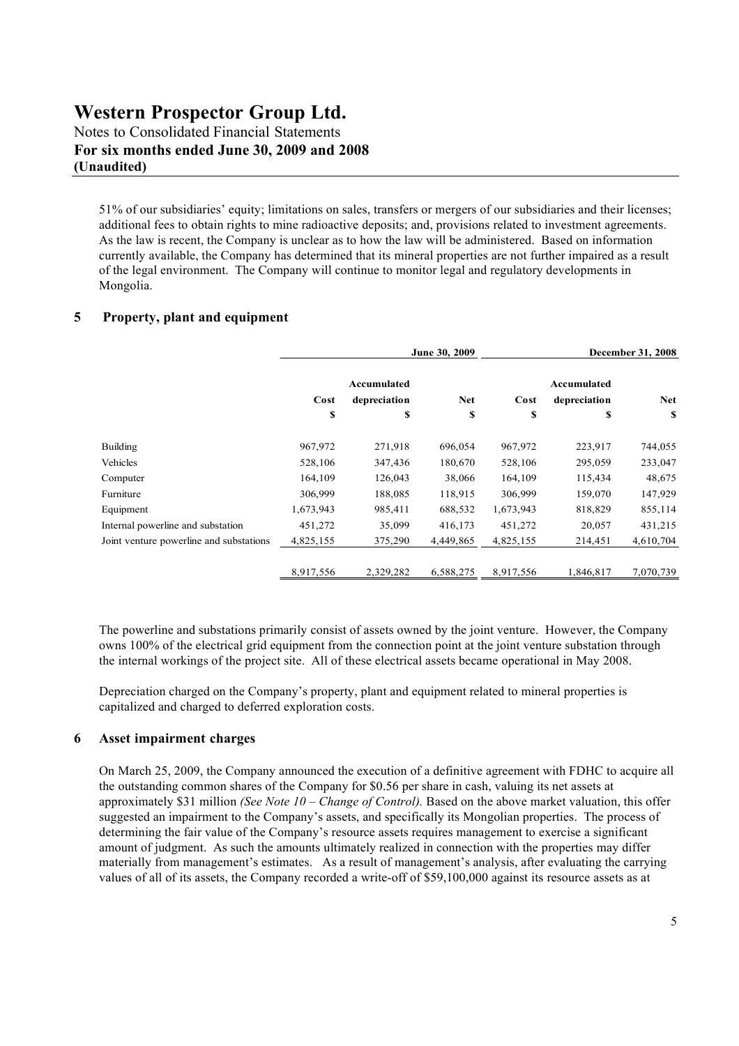51% of our subsidiaries' equity; limitations on sales, transfers or mergers of our subsidiaries and their licenses; additional fees to obtain rights to mine radioactive deposits; and, provisions related to investment agreements. As the law is recent, the Company is unclear as to how the law will be administered. Based on information currently available, the Company has determined that its mineral properties are not further impaired as a result of the legal environment. The Company will continue to monitor legal and regulatory developments in Mongolia.

## 5 Property, plant and equipment

| | June 30, 2009 | | | December 31, 2008 | | |
|---|---|---|---|---|---|---|
| | Cost<br>$ | Accumulated depreciation<br>$ | Net<br>$ | Cost<br>$ | Accumulated depreciation<br>$ | Net<br>$ |
| Building | 967,972 | 271,918 | 696,054 | 967,972 | 223,917 | 744,055 |
| Vehicles | 528,106 | 347,436 | 180,670 | 528,106 | 295,059 | 233,047 |
| Computer | 164,109 | 126,043 | 38,066 | 164,109 | 115,434 | 48,675 |
| Furniture | 306,999 | 188,085 | 118,915 | 306,999 | 159,070 | 147,929 |
| Equipment | 1,673,943 | 985,411 | 688,532 | 1,673,943 | 818,829 | 855,114 |
| Internal powerline and substation | 451,272 | 35,099 | 416,173 | 451,272 | 20,057 | 431,215 |
| Joint venture powerline and substations | 4,825,155 | 375,290 | 4,449,865 | 4,825,155 | 214,451 | 4,610,704 |
| | 8,917,556 | 2,329,282 | 6,588,275 | 8,917,556 | 1,846,817 | 7,070,739 |

The powerline and substations primarily consist of assets owned by the joint venture. However, the Company owns 100% of the electrical grid equipment from the connection point at the joint venture substation through the internal workings of the project site. All of these electrical assets became operational in May 2008.

Depreciation charged on the Company's property, plant and equipment related to mineral properties is capitalized and charged to deferred exploration costs.

## 6 Asset impairment charges

On March 25, 2009, the Company announced the execution of a definitive agreement with FDHC to acquire all the outstanding common shares of the Company for $0.56 per share in cash, valuing its net assets at approximately $31 million *(See Note 10 – Change of Control).* Based on the above market valuation, this offer suggested an impairment to the Company's assets, and specifically its Mongolian properties. The process of determining the fair value of the Company's resource assets requires management to exercise a significant amount of judgment. As such the amounts ultimately realized in connection with the properties may differ materially from management's estimates. As a result of management's analysis, after evaluating the carrying values of all of its assets, the Company recorded a write-off of $59,100,000 against its resource assets as at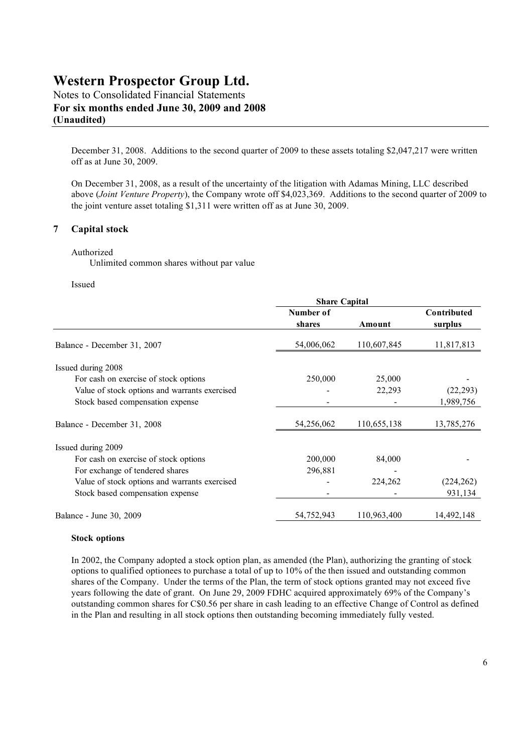December 31, 2008. Additions to the second quarter of 2009 to these assets totaling $2,047,217 were written off as at June 30, 2009.

On December 31, 2008, as a result of the uncertainty of the litigation with Adamas Mining, LLC described above (*Joint Venture Property*), the Company wrote off $4,023,369. Additions to the second quarter of 2009 to the joint venture asset totaling $1,311 were written off as at June 30, 2009.

## 7 Capital stock

Authorized

Unlimited common shares without par value

Issued

| | Share Capital | | |
|---|---|---|---|
| | **Number of shares** | **Amount** | **Contributed surplus** |
| Balance - December 31, 2007 | 54,006,062 | 110,607,845 | 11,817,813 |
| Issued during 2008 | | | |
| For cash on exercise of stock options | 250,000 | 25,000 | - |
| Value of stock options and warrants exercised | - | 22,293 | (22,293) |
| Stock based compensation expense | - | - | 1,989,756 |
| Balance - December 31, 2008 | 54,256,062 | 110,655,138 | 13,785,276 |
| Issued during 2009 | | | |
| For cash on exercise of stock options | 200,000 | 84,000 | - |
| For exchange of tendered shares | 296,881 | - | |
| Value of stock options and warrants exercised | - | 224,262 | (224,262) |
| Stock based compensation expense | - | - | 931,134 |
| Balance - June 30, 2009 | 54,752,943 | 110,963,400 | 14,492,148 |

**Stock options**

In 2002, the Company adopted a stock option plan, as amended (the Plan), authorizing the granting of stock options to qualified optionees to purchase a total of up to 10% of the then issued and outstanding common shares of the Company. Under the terms of the Plan, the term of stock options granted may not exceed five years following the date of grant. On June 29, 2009 FDHC acquired approximately 69% of the Company's outstanding common shares for C$0.56 per share in cash leading to an effective Change of Control as defined in the Plan and resulting in all stock options then outstanding becoming immediately fully vested.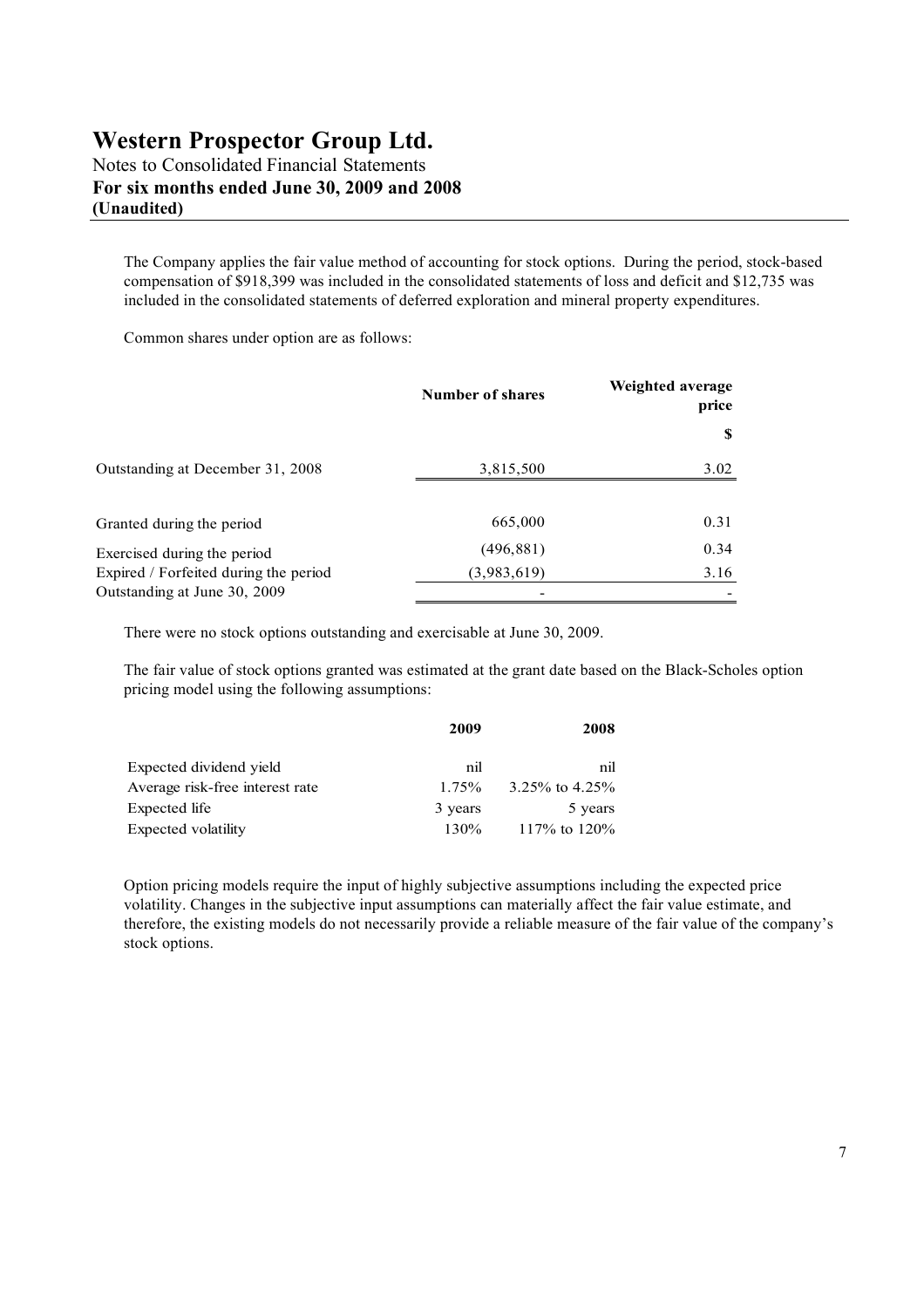# Western Prospector Group Ltd.

Notes to Consolidated Financial Statements

**For six months ended June 30, 2009 and 2008**

**(Unaudited)**

The Company applies the fair value method of accounting for stock options. During the period, stock-based compensation of $918,399 was included in the consolidated statements of loss and deficit and $12,735 was included in the consolidated statements of deferred exploration and mineral property expenditures.

Common shares under option are as follows:

| | **Number of shares** | **Weighted average price** |
|---|---|---|
| | | **$** |
| Outstanding at December 31, 2008 | 3,815,500 | 3.02 |
| Granted during the period | 665,000 | 0.31 |
| Exercised during the period | (496,881) | 0.34 |
| Expired / Forfeited during the period | (3,983,619) | 3.16 |
| Outstanding at June 30, 2009 | - | - |

There were no stock options outstanding and exercisable at June 30, 2009.

The fair value of stock options granted was estimated at the grant date based on the Black-Scholes option pricing model using the following assumptions:

| | **2009** | **2008** |
|---|---|---|
| Expected dividend yield | nil | nil |
| Average risk-free interest rate | 1.75% | 3.25% to 4.25% |
| Expected life | 3 years | 5 years |
| Expected volatility | 130% | 117% to 120% |

Option pricing models require the input of highly subjective assumptions including the expected price volatility. Changes in the subjective input assumptions can materially affect the fair value estimate, and therefore, the existing models do not necessarily provide a reliable measure of the fair value of the company's stock options.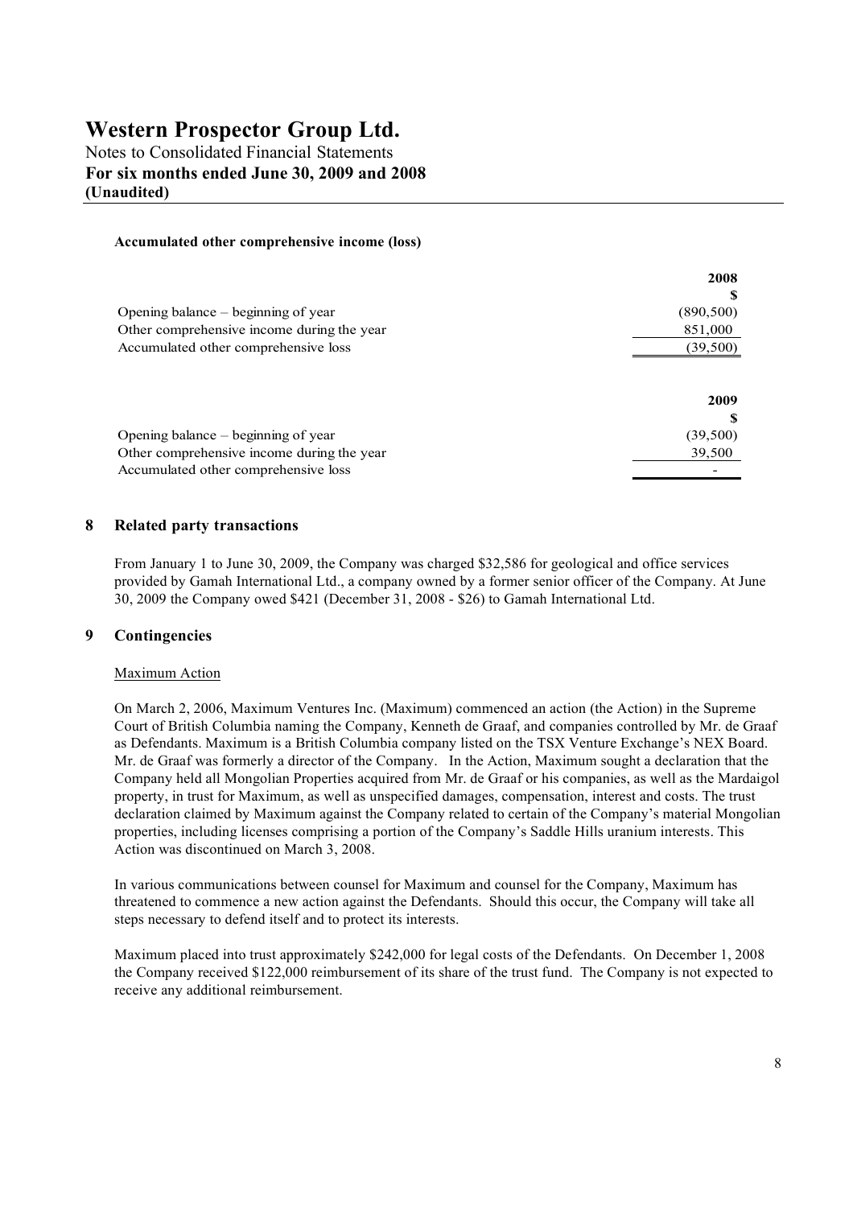**Accumulated other comprehensive income (loss)**

| | 2008 |
|---|---|
| | $ |
| Opening balance – beginning of year | (890,500) |
| Other comprehensive income during the year | 851,000 |
| Accumulated other comprehensive loss | (39,500) |

| | 2009 |
|---|---|
| | $ |
| Opening balance – beginning of year | (39,500) |
| Other comprehensive income during the year | 39,500 |
| Accumulated other comprehensive loss | - |

## 8 Related party transactions

From January 1 to June 30, 2009, the Company was charged $32,586 for geological and office services provided by Gamah International Ltd., a company owned by a former senior officer of the Company. At June 30, 2009 the Company owed $421 (December 31, 2008 - $26) to Gamah International Ltd.

## 9 Contingencies

Maximum Action

On March 2, 2006, Maximum Ventures Inc. (Maximum) commenced an action (the Action) in the Supreme Court of British Columbia naming the Company, Kenneth de Graaf, and companies controlled by Mr. de Graaf as Defendants. Maximum is a British Columbia company listed on the TSX Venture Exchange's NEX Board. Mr. de Graaf was formerly a director of the Company. In the Action, Maximum sought a declaration that the Company held all Mongolian Properties acquired from Mr. de Graaf or his companies, as well as the Mardaigol property, in trust for Maximum, as well as unspecified damages, compensation, interest and costs. The trust declaration claimed by Maximum against the Company related to certain of the Company's material Mongolian properties, including licenses comprising a portion of the Company's Saddle Hills uranium interests. This Action was discontinued on March 3, 2008.

In various communications between counsel for Maximum and counsel for the Company, Maximum has threatened to commence a new action against the Defendants. Should this occur, the Company will take all steps necessary to defend itself and to protect its interests.

Maximum placed into trust approximately $242,000 for legal costs of the Defendants. On December 1, 2008 the Company received $122,000 reimbursement of its share of the trust fund. The Company is not expected to receive any additional reimbursement.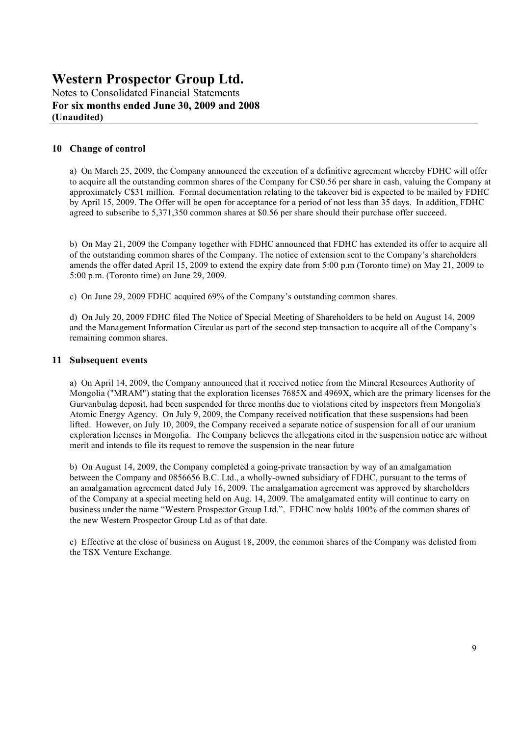# Western Prospector Group Ltd.

Notes to Consolidated Financial Statements
**For six months ended June 30, 2009 and 2008**
**(Unaudited)**

## 10 Change of control

a) On March 25, 2009, the Company announced the execution of a definitive agreement whereby FDHC will offer to acquire all the outstanding common shares of the Company for C$0.56 per share in cash, valuing the Company at approximately C$31 million. Formal documentation relating to the takeover bid is expected to be mailed by FDHC by April 15, 2009. The Offer will be open for acceptance for a period of not less than 35 days. In addition, FDHC agreed to subscribe to 5,371,350 common shares at $0.56 per share should their purchase offer succeed.

b) On May 21, 2009 the Company together with FDHC announced that FDHC has extended its offer to acquire all of the outstanding common shares of the Company. The notice of extension sent to the Company's shareholders amends the offer dated April 15, 2009 to extend the expiry date from 5:00 p.m (Toronto time) on May 21, 2009 to 5:00 p.m. (Toronto time) on June 29, 2009.

c) On June 29, 2009 FDHC acquired 69% of the Company's outstanding common shares.

d) On July 20, 2009 FDHC filed The Notice of Special Meeting of Shareholders to be held on August 14, 2009 and the Management Information Circular as part of the second step transaction to acquire all of the Company's remaining common shares.

## 11 Subsequent events

a) On April 14, 2009, the Company announced that it received notice from the Mineral Resources Authority of Mongolia ("MRAM") stating that the exploration licenses 7685X and 4969X, which are the primary licenses for the Gurvanbulag deposit, had been suspended for three months due to violations cited by inspectors from Mongolia's Atomic Energy Agency. On July 9, 2009, the Company received notification that these suspensions had been lifted. However, on July 10, 2009, the Company received a separate notice of suspension for all of our uranium exploration licenses in Mongolia. The Company believes the allegations cited in the suspension notice are without merit and intends to file its request to remove the suspension in the near future

b) On August 14, 2009, the Company completed a going-private transaction by way of an amalgamation between the Company and 0856656 B.C. Ltd., a wholly-owned subsidiary of FDHC, pursuant to the terms of an amalgamation agreement dated July 16, 2009. The amalgamation agreement was approved by shareholders of the Company at a special meeting held on Aug. 14, 2009. The amalgamated entity will continue to carry on business under the name "Western Prospector Group Ltd.". FDHC now holds 100% of the common shares of the new Western Prospector Group Ltd as of that date.

c) Effective at the close of business on August 18, 2009, the common shares of the Company was delisted from the TSX Venture Exchange.